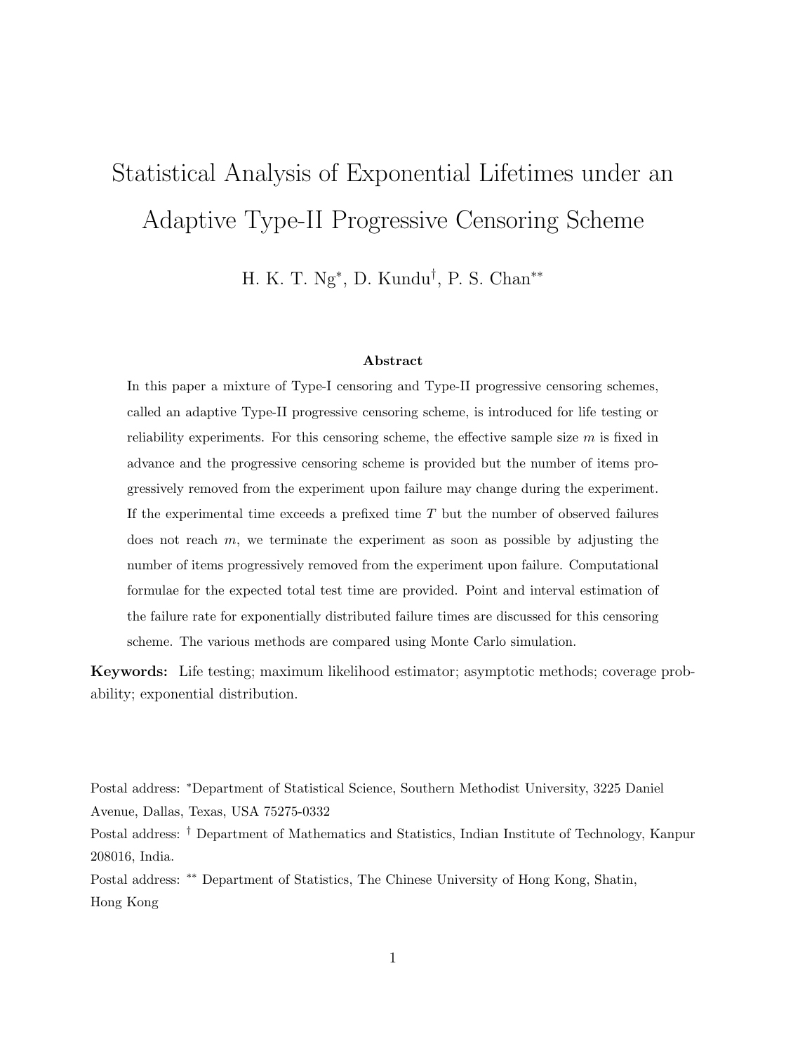# Statistical Analysis of Exponential Lifetimes under an Adaptive Type-II Progressive Censoring Scheme

H. K. T. Ng[*], D. Kundu[†], P. S. Chan[**]

### Abstract

In this paper a mixture of Type-I censoring and Type-II progressive censoring schemes, called an adaptive Type-II progressive censoring scheme, is introduced for life testing or reliability experiments. For this censoring scheme, the effective sample size $m$ is fixed in advance and the progressive censoring scheme is provided but the number of items progressively removed from the experiment upon failure may change during the experiment. If the experimental time exceeds a prefixed time $T$ but the number of observed failures does not reach $m$, we terminate the experiment as soon as possible by adjusting the number of items progressively removed from the experiment upon failure. Computational formulae for the expected total test time are provided. Point and interval estimation of the failure rate for exponentially distributed failure times are discussed for this censoring scheme. The various methods are compared using Monte Carlo simulation.

**Keywords:** Life testing; maximum likelihood estimator; asymptotic methods; coverage probability; exponential distribution.

Postal address: [*]Department of Statistical Science, Southern Methodist University, 3225 Daniel Avenue, Dallas, Texas, USA 75275-0332

Postal address: [†] Department of Mathematics and Statistics, Indian Institute of Technology, Kanpur 208016, India.

Postal address: [**] Department of Statistics, The Chinese University of Hong Kong, Shatin, Hong Kong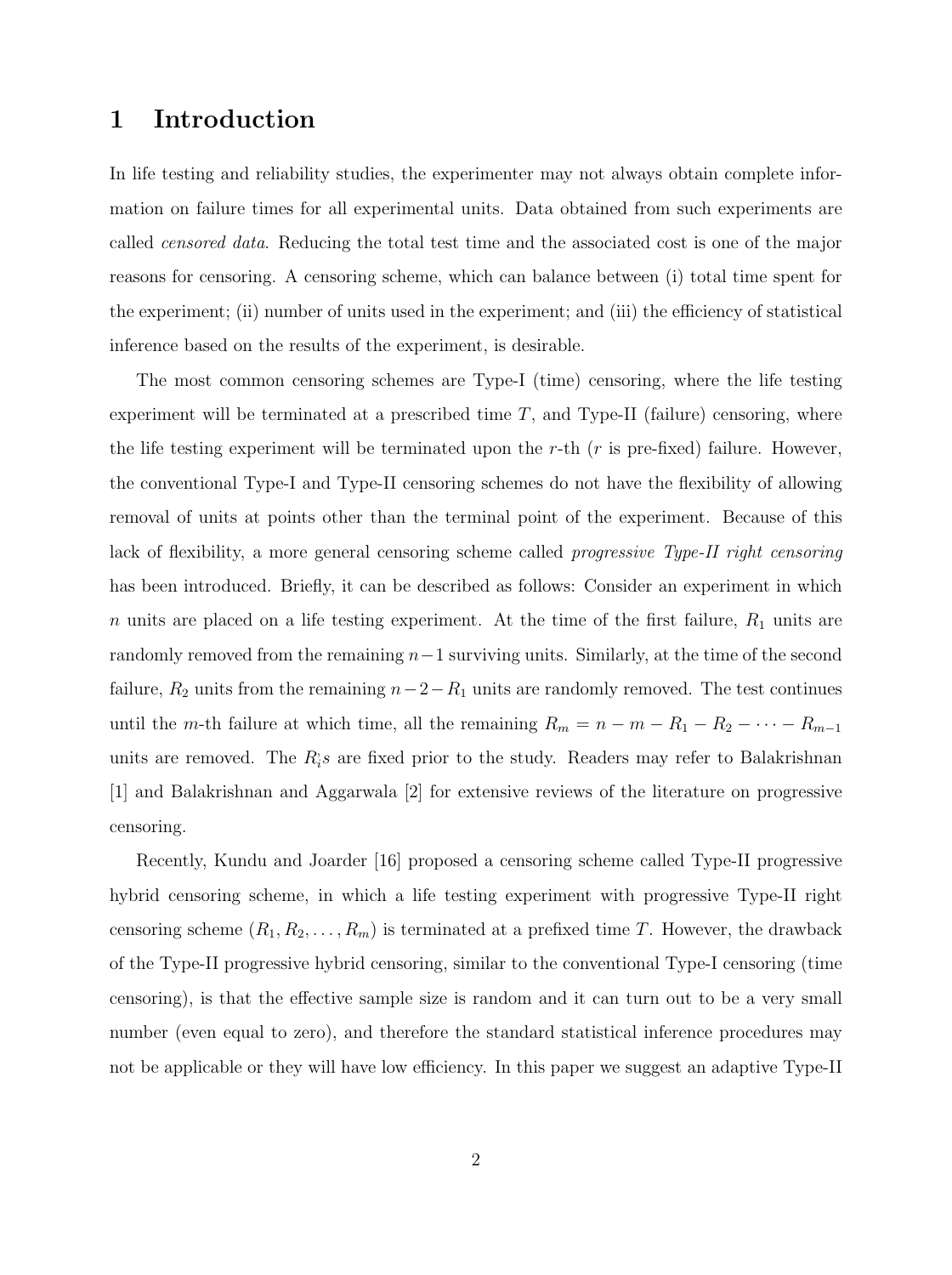# 1 Introduction

In life testing and reliability studies, the experimenter may not always obtain complete information on failure times for all experimental units. Data obtained from such experiments are called *censored data*. Reducing the total test time and the associated cost is one of the major reasons for censoring. A censoring scheme, which can balance between (i) total time spent for the experiment; (ii) number of units used in the experiment; and (iii) the efficiency of statistical inference based on the results of the experiment, is desirable.

The most common censoring schemes are Type-I (time) censoring, where the life testing experiment will be terminated at a prescribed time $T$, and Type-II (failure) censoring, where the life testing experiment will be terminated upon the $r$-th ($r$ is pre-fixed) failure. However, the conventional Type-I and Type-II censoring schemes do not have the flexibility of allowing removal of units at points other than the terminal point of the experiment. Because of this lack of flexibility, a more general censoring scheme called *progressive Type-II right censoring* has been introduced. Briefly, it can be described as follows: Consider an experiment in which $n$ units are placed on a life testing experiment. At the time of the first failure, $R_1$ units are randomly removed from the remaining $n-1$ surviving units. Similarly, at the time of the second failure, $R_2$ units from the remaining $n-2-R_1$ units are randomly removed. The test continues until the $m$-th failure at which time, all the remaining $R_m = n - m - R_1 - R_2 - \cdots - R_{m-1}$ units are removed. The $R_i$'s are fixed prior to the study. Readers may refer to Balakrishnan [1] and Balakrishnan and Aggarwala [2] for extensive reviews of the literature on progressive censoring.

Recently, Kundu and Joarder [16] proposed a censoring scheme called Type-II progressive hybrid censoring scheme, in which a life testing experiment with progressive Type-II right censoring scheme $(R_1, R_2, \ldots, R_m)$ is terminated at a prefixed time $T$. However, the drawback of the Type-II progressive hybrid censoring, similar to the conventional Type-I censoring (time censoring), is that the effective sample size is random and it can turn out to be a very small number (even equal to zero), and therefore the standard statistical inference procedures may not be applicable or they will have low efficiency. In this paper we suggest an adaptive Type-II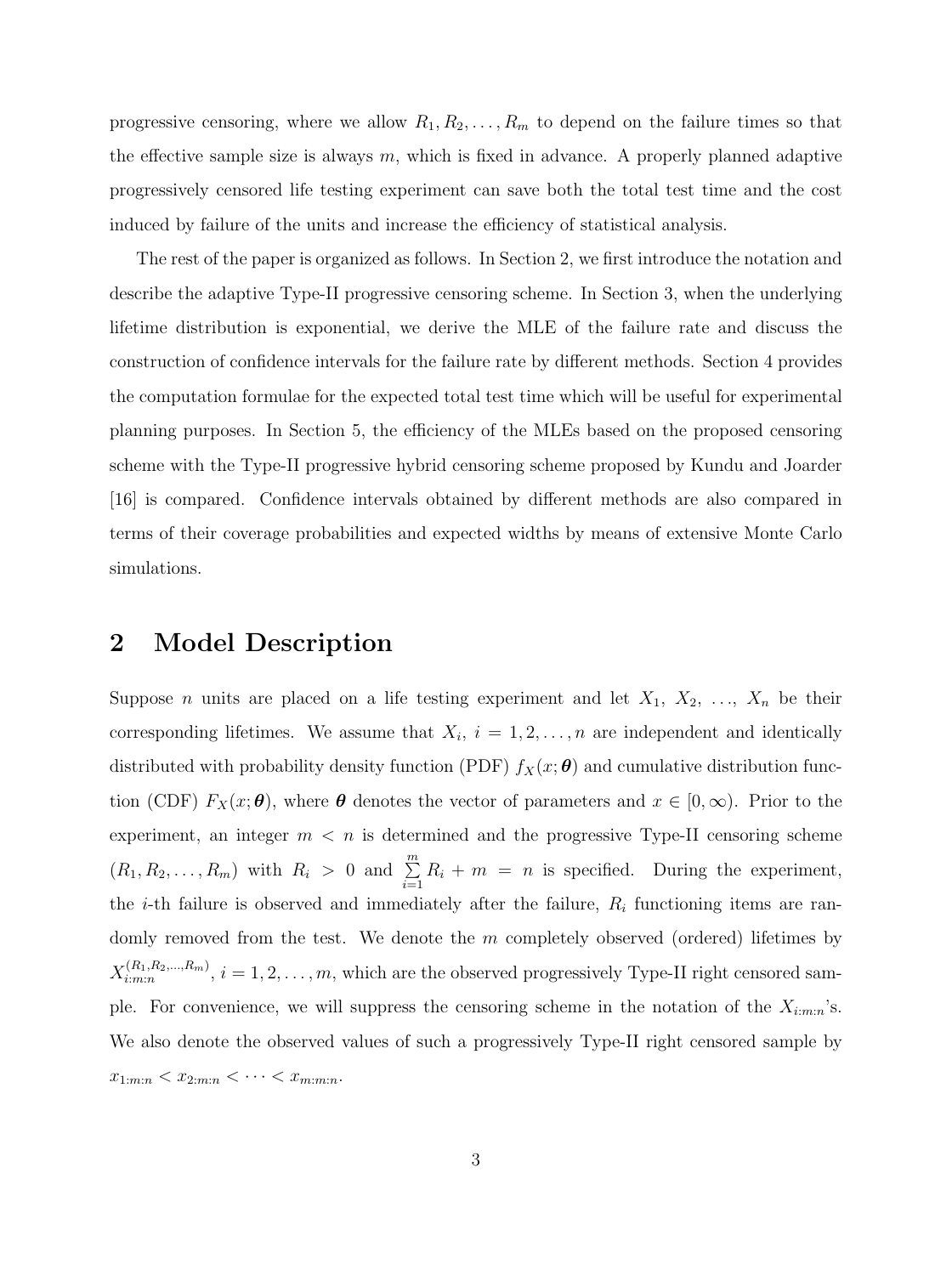progressive censoring, where we allow $R_1, R_2, \ldots, R_m$ to depend on the failure times so that the effective sample size is always $m$, which is fixed in advance. A properly planned adaptive progressively censored life testing experiment can save both the total test time and the cost induced by failure of the units and increase the efficiency of statistical analysis.

The rest of the paper is organized as follows. In Section 2, we first introduce the notation and describe the adaptive Type-II progressive censoring scheme. In Section 3, when the underlying lifetime distribution is exponential, we derive the MLE of the failure rate and discuss the construction of confidence intervals for the failure rate by different methods. Section 4 provides the computation formulae for the expected total test time which will be useful for experimental planning purposes. In Section 5, the efficiency of the MLEs based on the proposed censoring scheme with the Type-II progressive hybrid censoring scheme proposed by Kundu and Joarder [16] is compared. Confidence intervals obtained by different methods are also compared in terms of their coverage probabilities and expected widths by means of extensive Monte Carlo simulations.

## 2 Model Description

Suppose $n$ units are placed on a life testing experiment and let $X_1, X_2, \ldots, X_n$ be their corresponding lifetimes. We assume that $X_i$, $i = 1, 2, \ldots, n$ are independent and identically distributed with probability density function (PDF) $f_X(x; \boldsymbol{\theta})$ and cumulative distribution function (CDF) $F_X(x; \boldsymbol{\theta})$, where $\boldsymbol{\theta}$ denotes the vector of parameters and $x \in [0, \infty)$. Prior to the experiment, an integer $m < n$ is determined and the progressive Type-II censoring scheme $(R_1, R_2, \ldots, R_m)$ with $R_i > 0$ and $\sum\limits_{i=1}^{m} R_i + m = n$ is specified. During the experiment, the $i$-th failure is observed and immediately after the failure, $R_i$ functioning items are randomly removed from the test. We denote the $m$ completely observed (ordered) lifetimes by $X_{i:m:n}^{(R_1, R_2, \ldots, R_m)}$, $i = 1, 2, \ldots, m$, which are the observed progressively Type-II right censored sample. For convenience, we will suppress the censoring scheme in the notation of the $X_{i:m:n}$'s. We also denote the observed values of such a progressively Type-II right censored sample by $x_{1:m:n} < x_{2:m:n} < \cdots < x_{m:m:n}$.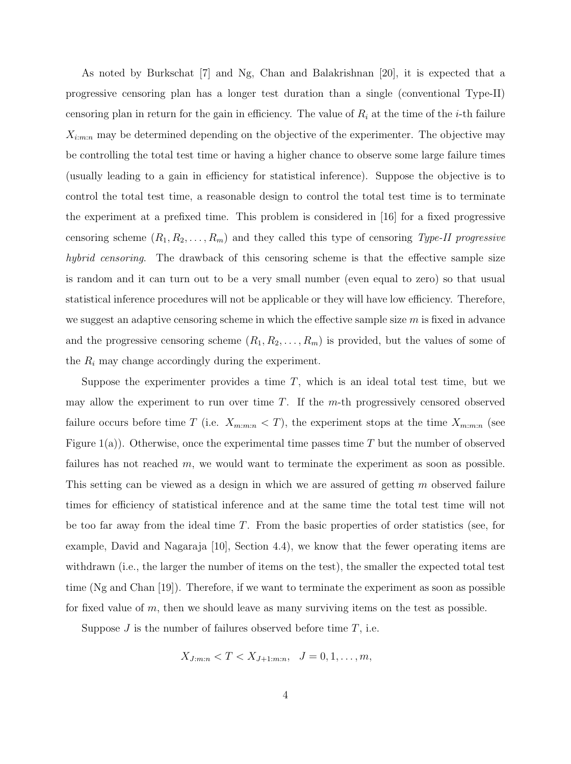As noted by Burkschat [7] and Ng, Chan and Balakrishnan [20], it is expected that a progressive censoring plan has a longer test duration than a single (conventional Type-II) censoring plan in return for the gain in efficiency. The value of $R_i$ at the time of the $i$-th failure $X_{i:m:n}$ may be determined depending on the objective of the experimenter. The objective may be controlling the total test time or having a higher chance to observe some large failure times (usually leading to a gain in efficiency for statistical inference). Suppose the objective is to control the total test time, a reasonable design to control the total test time is to terminate the experiment at a prefixed time. This problem is considered in [16] for a fixed progressive censoring scheme $(R_1, R_2, \ldots, R_m)$ and they called this type of censoring *Type-II progressive hybrid censoring*. The drawback of this censoring scheme is that the effective sample size is random and it can turn out to be a very small number (even equal to zero) so that usual statistical inference procedures will not be applicable or they will have low efficiency. Therefore, we suggest an adaptive censoring scheme in which the effective sample size $m$ is fixed in advance and the progressive censoring scheme $(R_1, R_2, \ldots, R_m)$ is provided, but the values of some of the $R_i$ may change accordingly during the experiment.

Suppose the experimenter provides a time $T$, which is an ideal total test time, but we may allow the experiment to run over time $T$. If the $m$-th progressively censored observed failure occurs before time $T$ (i.e. $X_{m:m:n} < T$), the experiment stops at the time $X_{m:m:n}$ (see Figure 1(a)). Otherwise, once the experimental time passes time $T$ but the number of observed failures has not reached $m$, we would want to terminate the experiment as soon as possible. This setting can be viewed as a design in which we are assured of getting $m$ observed failure times for efficiency of statistical inference and at the same time the total test time will not be too far away from the ideal time $T$. From the basic properties of order statistics (see, for example, David and Nagaraja [10], Section 4.4), we know that the fewer operating items are withdrawn (i.e., the larger the number of items on the test), the smaller the expected total test time (Ng and Chan [19]). Therefore, if we want to terminate the experiment as soon as possible for fixed value of $m$, then we should leave as many surviving items on the test as possible.

Suppose $J$ is the number of failures observed before time $T$, i.e.

$$X_{J:m:n} < T < X_{J+1:m:n}, \quad J = 0, 1, \ldots, m,$$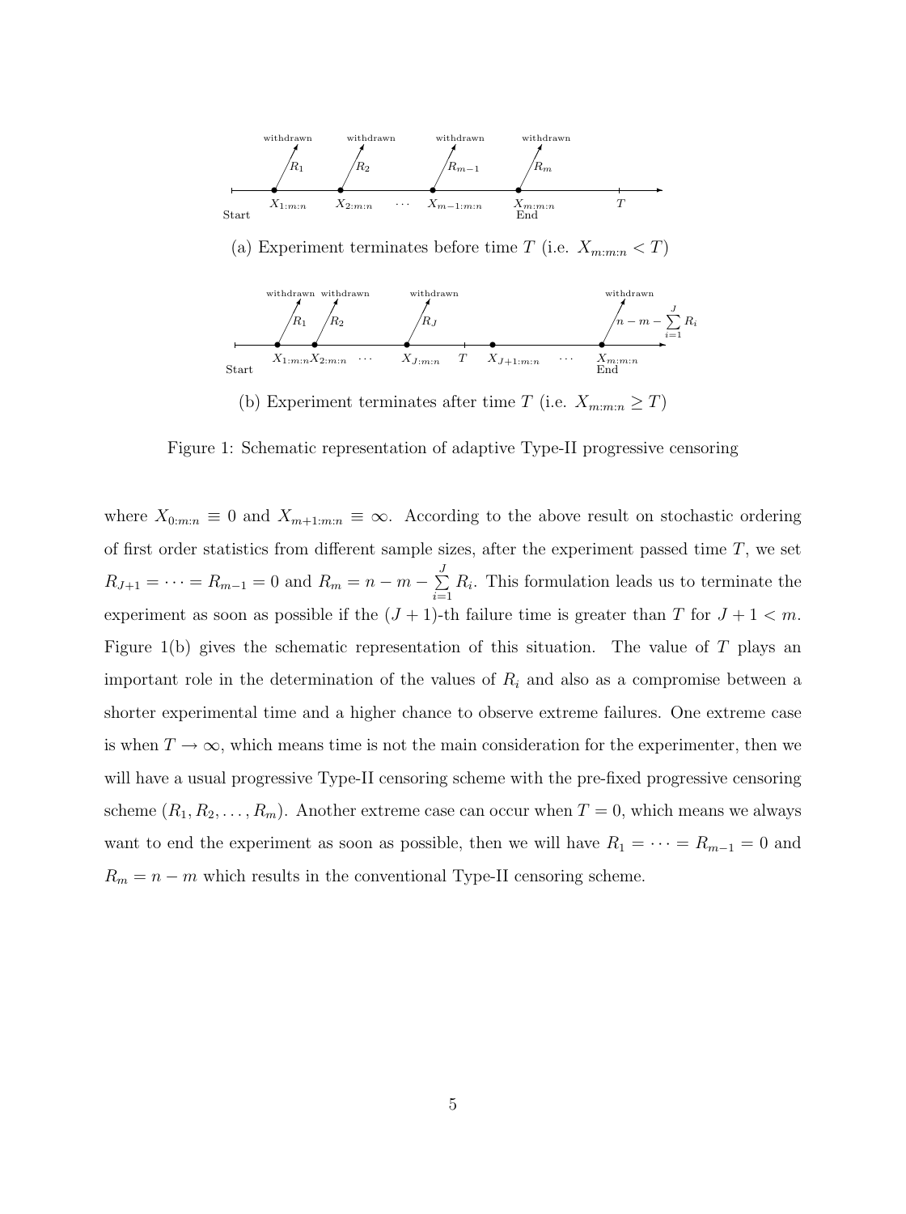(a) Experiment terminates before time $T$ (i.e. $X_{m:m:n} < T$)

(b) Experiment terminates after time $T$ (i.e. $X_{m:m:n} \geq T$)

Figure 1: Schematic representation of adaptive Type-II progressive censoring

where $X_{0:m:n} \equiv 0$ and $X_{m+1:m:n} \equiv \infty$. According to the above result on stochastic ordering of first order statistics from different sample sizes, after the experiment passed time $T$, we set $R_{J+1} = \cdots = R_{m-1} = 0$ and $R_m = n - m - \sum_{i=1}^{J} R_i$. This formulation leads us to terminate the experiment as soon as possible if the $(J+1)$-th failure time is greater than $T$ for $J + 1 < m$. Figure 1(b) gives the schematic representation of this situation. The value of $T$ plays an important role in the determination of the values of $R_i$ and also as a compromise between a shorter experimental time and a higher chance to observe extreme failures. One extreme case is when $T \to \infty$, which means time is not the main consideration for the experimenter, then we will have a usual progressive Type-II censoring scheme with the pre-fixed progressive censoring scheme $(R_1, R_2, \ldots, R_m)$. Another extreme case can occur when $T = 0$, which means we always want to end the experiment as soon as possible, then we will have $R_1 = \cdots = R_{m-1} = 0$ and $R_m = n - m$ which results in the conventional Type-II censoring scheme.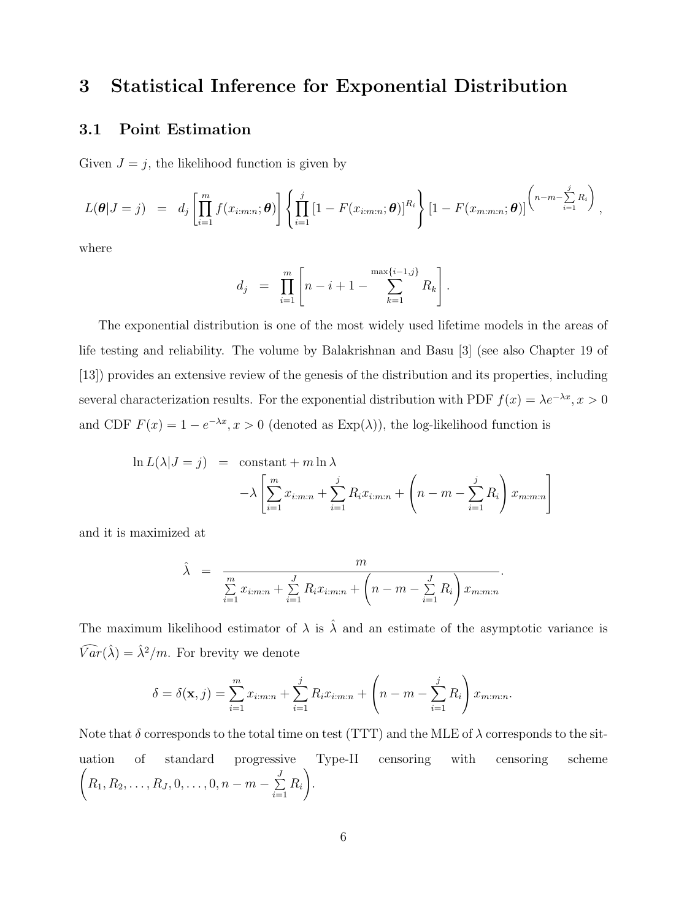# 3 Statistical Inference for Exponential Distribution

## 3.1 Point Estimation

Given $J = j$, the likelihood function is given by

$$L(\boldsymbol{\theta}|J = j) = d_j \left[ \prod_{i=1}^{m} f(x_{i:m:n}; \boldsymbol{\theta}) \right] \left\{ \prod_{i=1}^{j} [1 - F(x_{i:m:n}; \boldsymbol{\theta})]^{R_i} \right\} [1 - F(x_{m:m:n}; \boldsymbol{\theta})]^{\left(n-m-\sum\limits_{i=1}^{j} R_i\right)},$$

where

$$d_j = \prod_{i=1}^{m} \left[ n - i + 1 - \sum_{k=1}^{\max\{i-1,j\}} R_k \right].$$

The exponential distribution is one of the most widely used lifetime models in the areas of life testing and reliability. The volume by Balakrishnan and Basu [3] (see also Chapter 19 of [13]) provides an extensive review of the genesis of the distribution and its properties, including several characterization results. For the exponential distribution with PDF $f(x) = \lambda e^{-\lambda x}, x > 0$ and CDF $F(x) = 1 - e^{-\lambda x}, x > 0$ (denoted as $\text{Exp}(\lambda)$), the log-likelihood function is

$$\begin{aligned} \ln L(\lambda|J = j) &= \text{constant} + m \ln \lambda \\ &\quad - \lambda \left[ \sum_{i=1}^{m} x_{i:m:n} + \sum_{i=1}^{j} R_i x_{i:m:n} + \left( n - m - \sum_{i=1}^{j} R_i \right) x_{m:m:n} \right] \end{aligned}$$

and it is maximized at

$$\hat{\lambda} = \frac{m}{\sum\limits_{i=1}^{m} x_{i:m:n} + \sum\limits_{i=1}^{J} R_i x_{i:m:n} + \left( n - m - \sum\limits_{i=1}^{J} R_i \right) x_{m:m:n}}.$$

The maximum likelihood estimator of $\lambda$ is $\hat{\lambda}$ and an estimate of the asymptotic variance is $\widehat{Var}(\hat{\lambda}) = \hat{\lambda}^2/m$. For brevity we denote

$$\delta = \delta(\mathbf{x}, j) = \sum_{i=1}^{m} x_{i:m:n} + \sum_{i=1}^{j} R_i x_{i:m:n} + \left( n - m - \sum_{i=1}^{j} R_i \right) x_{m:m:n}.$$

Note that $\delta$ corresponds to the total time on test (TTT) and the MLE of $\lambda$ corresponds to the situation of standard progressive Type-II censoring with censoring scheme $\left( R_1, R_2, \ldots, R_J, 0, \ldots, 0, n - m - \sum\limits_{i=1}^{J} R_i \right)$.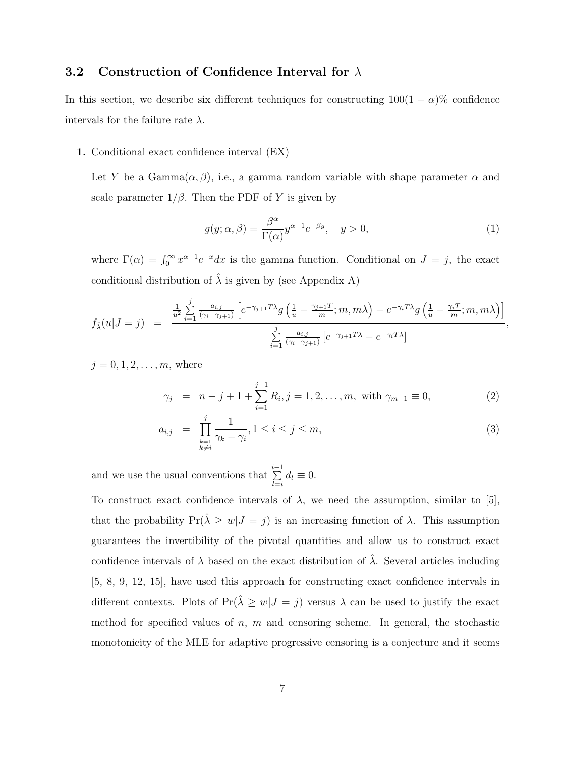### 3.2 Construction of Confidence Interval for $\lambda$

In this section, we describe six different techniques for constructing $100(1-\alpha)\%$ confidence intervals for the failure rate $\lambda$.

**1.** Conditional exact confidence interval (EX)

Let $Y$ be a Gamma$(\alpha, \beta)$, i.e., a gamma random variable with shape parameter $\alpha$ and scale parameter $1/\beta$. Then the PDF of $Y$ is given by

$$g(y; \alpha, \beta) = \frac{\beta^\alpha}{\Gamma(\alpha)} y^{\alpha-1} e^{-\beta y}, \quad y > 0, \tag{1}$$

where $\Gamma(\alpha) = \int_0^\infty x^{\alpha-1} e^{-x} dx$ is the gamma function. Conditional on $J = j$, the exact conditional distribution of $\hat{\lambda}$ is given by (see Appendix A)

$$f_{\hat{\lambda}}(u|J=j) = \frac{\frac{1}{u^2} \sum\limits_{i=1}^{j} \frac{a_{i,j}}{(\gamma_i - \gamma_{j+1})} \left[ e^{-\gamma_{j+1} T\lambda} g\left(\frac{1}{u} - \frac{\gamma_{j+1}T}{m}; m, m\lambda\right) - e^{-\gamma_i T\lambda} g\left(\frac{1}{u} - \frac{\gamma_i T}{m}; m, m\lambda\right)\right]}{\sum\limits_{i=1}^{j} \frac{a_{i,j}}{(\gamma_i - \gamma_{j+1})} \left[ e^{-\gamma_{j+1} T\lambda} - e^{-\gamma_i T\lambda}\right]},$$

$j = 0, 1, 2, \ldots, m$, where

$$\gamma_j = n - j + 1 + \sum_{i=1}^{j-1} R_i, j = 1, 2, \ldots, m, \text{ with } \gamma_{m+1} \equiv 0, \tag{2}$$

$$a_{i,j} = \prod_{\substack{k=1 \\ k \neq i}}^{j} \frac{1}{\gamma_k - \gamma_i}, 1 \leq i \leq j \leq m, \tag{3}$$

and we use the usual conventions that $\sum\limits_{l=i}^{i-1} d_l \equiv 0$.

To construct exact confidence intervals of $\lambda$, we need the assumption, similar to [5], that the probability $\Pr(\hat{\lambda} \geq w|J=j)$ is an increasing function of $\lambda$. This assumption guarantees the invertibility of the pivotal quantities and allow us to construct exact confidence intervals of $\lambda$ based on the exact distribution of $\hat{\lambda}$. Several articles including [5, 8, 9, 12, 15], have used this approach for constructing exact confidence intervals in different contexts. Plots of $\Pr(\hat{\lambda} \geq w|J=j)$ versus $\lambda$ can be used to justify the exact method for specified values of $n$, $m$ and censoring scheme. In general, the stochastic monotonicity of the MLE for adaptive progressive censoring is a conjecture and it seems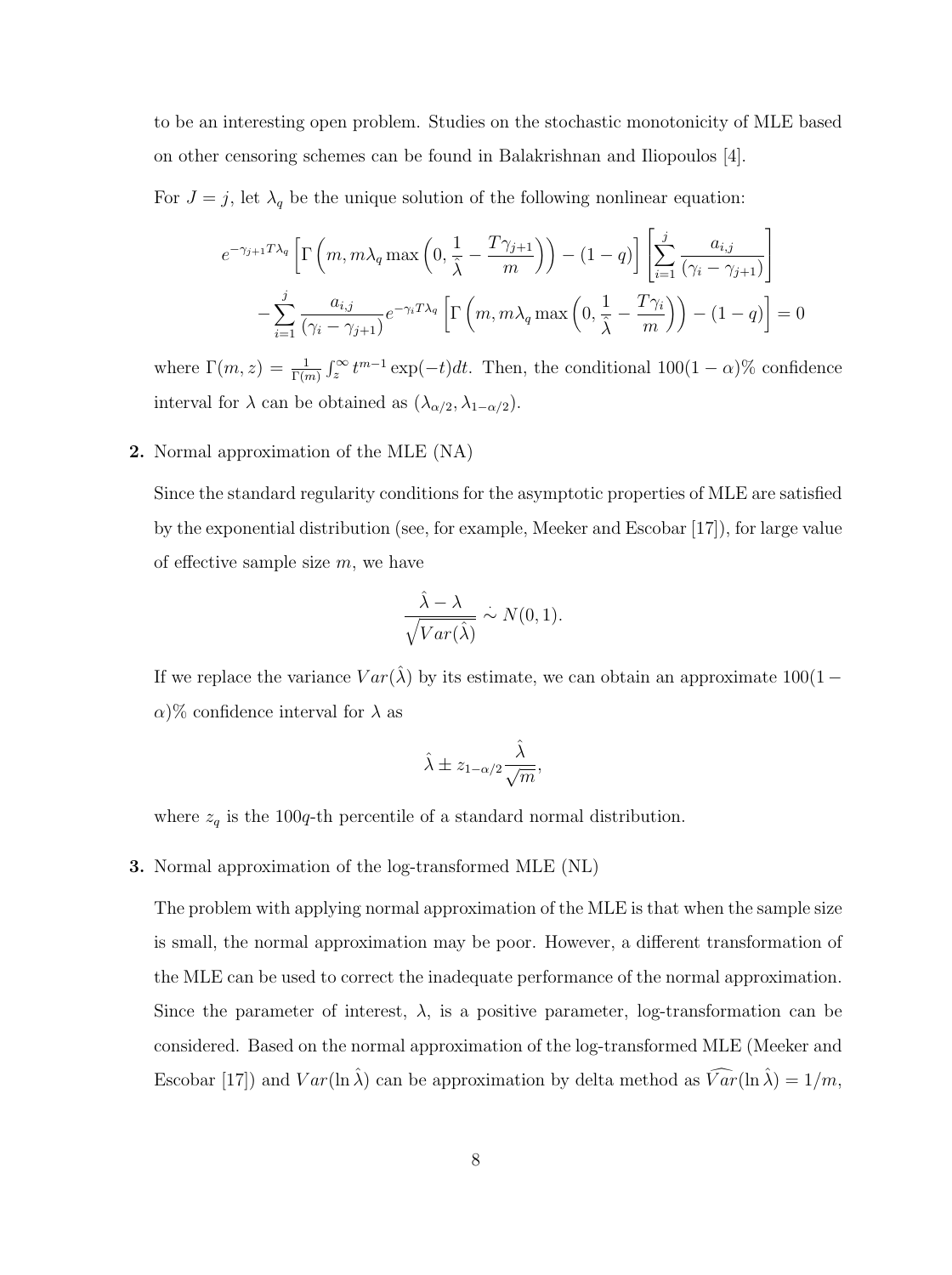to be an interesting open problem. Studies on the stochastic monotonicity of MLE based on other censoring schemes can be found in Balakrishnan and Iliopoulos [4].

For $J = j$, let $\lambda_q$ be the unique solution of the following nonlinear equation:

$$e^{-\gamma_{j+1}T\lambda_q}\left[\Gamma\left(m, m\lambda_q \max\left(0, \frac{1}{\hat{\lambda}} - \frac{T\gamma_{j+1}}{m}\right)\right) - (1-q)\right]\left[\sum_{i=1}^{j}\frac{a_{i,j}}{(\gamma_i - \gamma_{j+1})}\right]$$
$$-\sum_{i=1}^{j}\frac{a_{i,j}}{(\gamma_i - \gamma_{j+1})}e^{-\gamma_i T\lambda_q}\left[\Gamma\left(m, m\lambda_q \max\left(0, \frac{1}{\hat{\lambda}} - \frac{T\gamma_i}{m}\right)\right) - (1-q)\right] = 0$$

where $\Gamma(m, z) = \frac{1}{\Gamma(m)}\int_z^\infty t^{m-1}\exp(-t)dt$. Then, the conditional $100(1-\alpha)\%$ confidence interval for $\lambda$ can be obtained as $(\lambda_{\alpha/2}, \lambda_{1-\alpha/2})$.

**2.** Normal approximation of the MLE (NA)

Since the standard regularity conditions for the asymptotic properties of MLE are satisfied by the exponential distribution (see, for example, Meeker and Escobar [17]), for large value of effective sample size $m$, we have

$$\frac{\hat{\lambda} - \lambda}{\sqrt{Var(\hat{\lambda})}} \dot{\sim} N(0, 1).$$

If we replace the variance $Var(\hat{\lambda})$ by its estimate, we can obtain an approximate $100(1-\alpha)\%$ confidence interval for $\lambda$ as

$$\hat{\lambda} \pm z_{1-\alpha/2}\frac{\hat{\lambda}}{\sqrt{m}},$$

where $z_q$ is the $100q$-th percentile of a standard normal distribution.

**3.** Normal approximation of the log-transformed MLE (NL)

The problem with applying normal approximation of the MLE is that when the sample size is small, the normal approximation may be poor. However, a different transformation of the MLE can be used to correct the inadequate performance of the normal approximation. Since the parameter of interest, $\lambda$, is a positive parameter, log-transformation can be considered. Based on the normal approximation of the log-transformed MLE (Meeker and Escobar [17]) and $Var(\ln\hat{\lambda})$ can be approximation by delta method as $\widehat{Var}(\ln\hat{\lambda}) = 1/m$,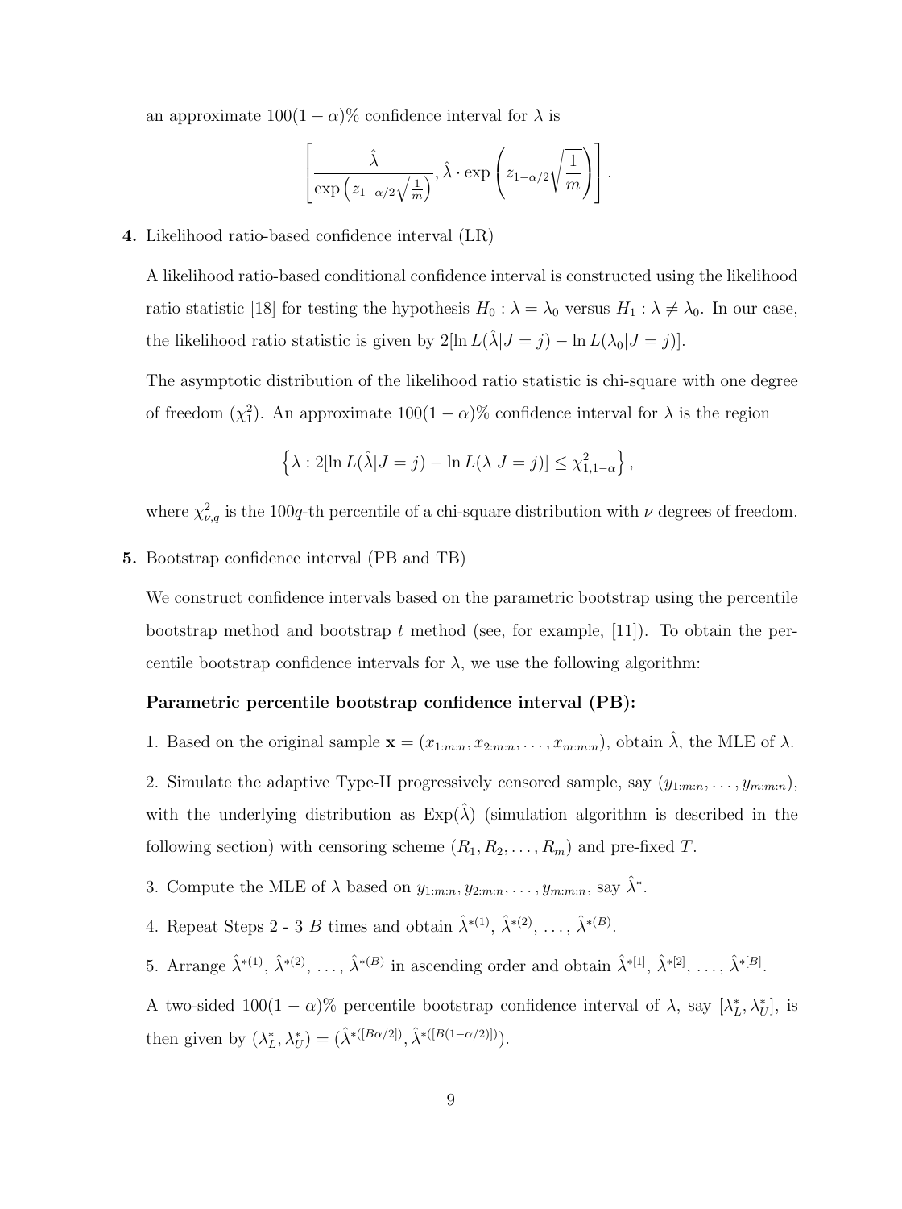an approximate $100(1-\alpha)\%$ confidence interval for $\lambda$ is

$$\left[ \frac{\hat{\lambda}}{\exp\left(z_{1-\alpha/2}\sqrt{\frac{1}{m}}\right)}, \hat{\lambda} \cdot \exp\left(z_{1-\alpha/2}\sqrt{\frac{1}{m}}\right) \right].$$

**4.** Likelihood ratio-based confidence interval (LR)

A likelihood ratio-based conditional confidence interval is constructed using the likelihood ratio statistic [18] for testing the hypothesis $H_0 : \lambda = \lambda_0$ versus $H_1 : \lambda \neq \lambda_0$. In our case, the likelihood ratio statistic is given by $2[\ln L(\hat{\lambda}|J = j) - \ln L(\lambda_0|J = j)]$.

The asymptotic distribution of the likelihood ratio statistic is chi-square with one degree of freedom ($\chi_1^2$). An approximate $100(1-\alpha)\%$ confidence interval for $\lambda$ is the region

$$\left\{ \lambda : 2[\ln L(\hat{\lambda}|J = j) - \ln L(\lambda|J = j)] \leq \chi^2_{1,1-\alpha} \right\},$$

where $\chi^2_{\nu,q}$ is the $100q$-th percentile of a chi-square distribution with $\nu$ degrees of freedom.

**5.** Bootstrap confidence interval (PB and TB)

We construct confidence intervals based on the parametric bootstrap using the percentile bootstrap method and bootstrap $t$ method (see, for example, [11]). To obtain the percentile bootstrap confidence intervals for $\lambda$, we use the following algorithm:

**Parametric percentile bootstrap confidence interval (PB):**

1. Based on the original sample $\mathbf{x} = (x_{1:m:n}, x_{2:m:n}, \ldots, x_{m:m:n})$, obtain $\hat{\lambda}$, the MLE of $\lambda$.

2. Simulate the adaptive Type-II progressively censored sample, say $(y_{1:m:n}, \ldots, y_{m:m:n})$, with the underlying distribution as $\text{Exp}(\hat{\lambda})$ (simulation algorithm is described in the following section) with censoring scheme $(R_1, R_2, \ldots, R_m)$ and pre-fixed $T$.

3. Compute the MLE of $\lambda$ based on $y_{1:m:n}, y_{2:m:n}, \ldots, y_{m:m:n}$, say $\hat{\lambda}^*$.

4. Repeat Steps 2 - 3 $B$ times and obtain $\hat{\lambda}^{*(1)}$, $\hat{\lambda}^{*(2)}$, $\ldots$, $\hat{\lambda}^{*(B)}$.

5. Arrange $\hat{\lambda}^{*(1)}$, $\hat{\lambda}^{*(2)}$, $\ldots$, $\hat{\lambda}^{*(B)}$ in ascending order and obtain $\hat{\lambda}^{*[1]}$, $\hat{\lambda}^{*[2]}$, $\ldots$, $\hat{\lambda}^{*[B]}$.

A two-sided $100(1-\alpha)\%$ percentile bootstrap confidence interval of $\lambda$, say $[\lambda_L^*, \lambda_U^*]$, is then given by $(\lambda_L^*, \lambda_U^*) = (\hat{\lambda}^{*([B\alpha/2])}, \hat{\lambda}^{*([B(1-\alpha/2)])})$.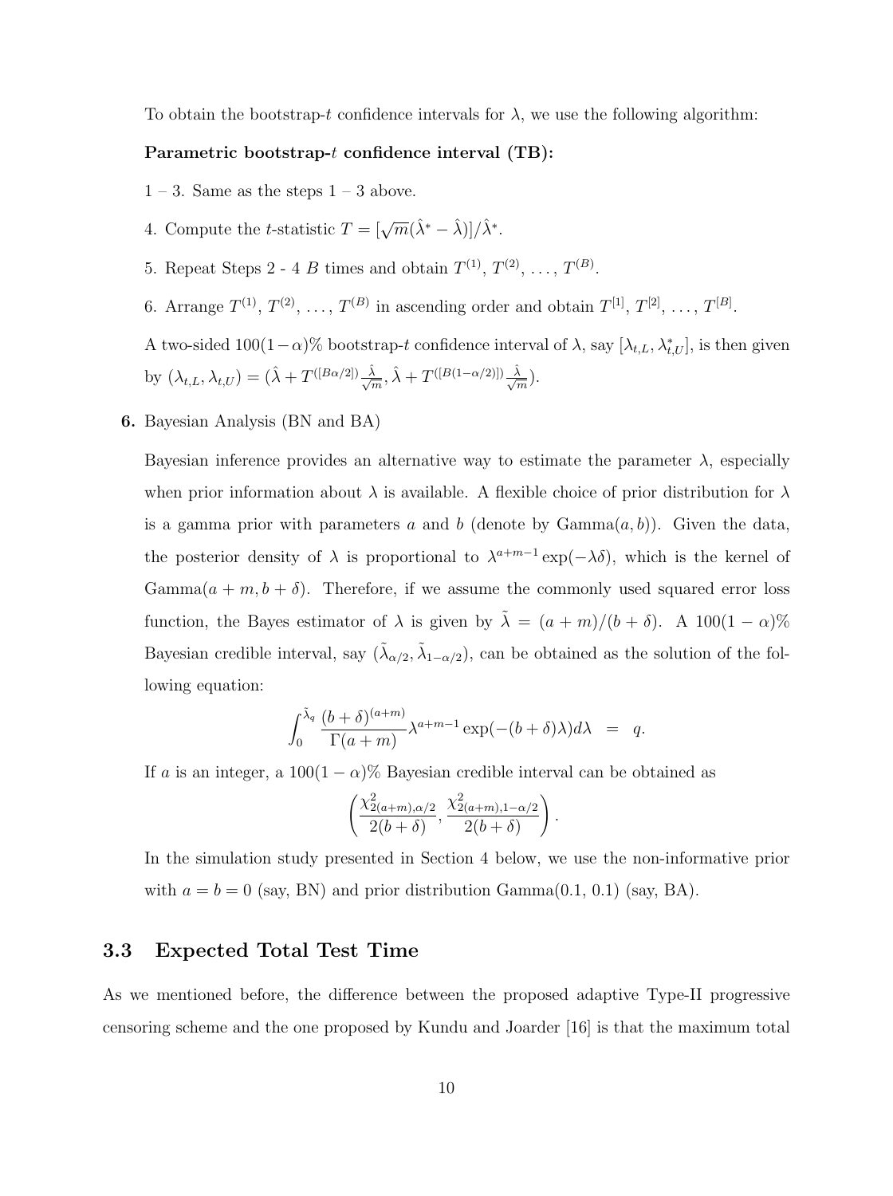To obtain the bootstrap-$t$ confidence intervals for $\lambda$, we use the following algorithm:

**Parametric bootstrap-$t$ confidence interval (TB):**

1 – 3. Same as the steps 1 – 3 above.

4. Compute the $t$-statistic $T = [\sqrt{m}(\hat{\lambda}^* - \hat{\lambda})]/\hat{\lambda}^*$.

5. Repeat Steps 2 - 4 $B$ times and obtain $T^{(1)}, T^{(2)}, \ldots, T^{(B)}$.

6. Arrange $T^{(1)}, T^{(2)}, \ldots, T^{(B)}$ in ascending order and obtain $T^{[1]}, T^{[2]}, \ldots, T^{[B]}$.

A two-sided $100(1-\alpha)\%$ bootstrap-$t$ confidence interval of $\lambda$, say $[\lambda_{t,L}, \lambda^*_{t,U}]$, is then given by $(\lambda_{t,L}, \lambda_{t,U}) = (\hat{\lambda} + T^{([B\alpha/2])}\frac{\hat{\lambda}}{\sqrt{m}}, \hat{\lambda} + T^{([B(1-\alpha/2)])}\frac{\hat{\lambda}}{\sqrt{m}})$.

**6.** Bayesian Analysis (BN and BA)

Bayesian inference provides an alternative way to estimate the parameter $\lambda$, especially when prior information about $\lambda$ is available. A flexible choice of prior distribution for $\lambda$ is a gamma prior with parameters $a$ and $b$ (denote by Gamma$(a, b)$). Given the data, the posterior density of $\lambda$ is proportional to $\lambda^{a+m-1}\exp(-\lambda\delta)$, which is the kernel of Gamma$(a + m, b + \delta)$. Therefore, if we assume the commonly used squared error loss function, the Bayes estimator of $\lambda$ is given by $\tilde{\lambda} = (a + m)/(b + \delta)$. A $100(1 - \alpha)\%$ Bayesian credible interval, say $(\tilde{\lambda}_{\alpha/2}, \tilde{\lambda}_{1-\alpha/2})$, can be obtained as the solution of the following equation:

$$\int_0^{\tilde{\lambda}_q} \frac{(b+\delta)^{(a+m)}}{\Gamma(a+m)}\lambda^{a+m-1}\exp(-(b+\delta)\lambda)d\lambda = q.$$

If $a$ is an integer, a $100(1 - \alpha)\%$ Bayesian credible interval can be obtained as

$$\left(\frac{\chi^2_{2(a+m),\alpha/2}}{2(b+\delta)}, \frac{\chi^2_{2(a+m),1-\alpha/2}}{2(b+\delta)}\right).$$

In the simulation study presented in Section 4 below, we use the non-informative prior with $a = b = 0$ (say, BN) and prior distribution Gamma(0.1, 0.1) (say, BA).

### 3.3 Expected Total Test Time

As we mentioned before, the difference between the proposed adaptive Type-II progressive censoring scheme and the one proposed by Kundu and Joarder [16] is that the maximum total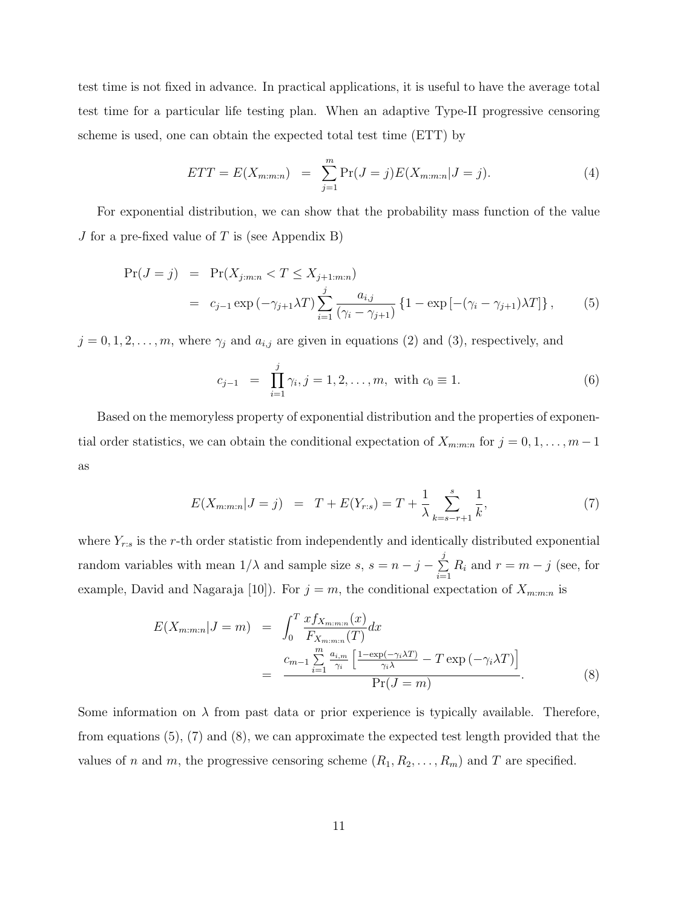test time is not fixed in advance. In practical applications, it is useful to have the average total test time for a particular life testing plan. When an adaptive Type-II progressive censoring scheme is used, one can obtain the expected total test time (ETT) by

$$ETT = E(X_{m:m:n}) = \sum_{j=1}^{m} \Pr(J = j) E(X_{m:m:n} | J = j). \tag{4}$$

For exponential distribution, we can show that the probability mass function of the value $J$ for a pre-fixed value of $T$ is (see Appendix B)

$$\begin{aligned}
\Pr(J = j) &= \Pr(X_{j:m:n} < T \leq X_{j+1:m:n}) \\
&= c_{j-1} \exp(-\gamma_{j+1}\lambda T) \sum_{i=1}^{j} \frac{a_{i,j}}{(\gamma_i - \gamma_{j+1})} \left\{1 - \exp\left[-(\gamma_i - \gamma_{j+1})\lambda T\right]\right\},
\end{aligned} \tag{5}$$

$j = 0, 1, 2, \ldots, m$, where $\gamma_j$ and $a_{i,j}$ are given in equations (2) and (3), respectively, and

$$c_{j-1} = \prod_{i=1}^{j} \gamma_i, j = 1, 2, \ldots, m, \text{ with } c_0 \equiv 1. \tag{6}$$

Based on the memoryless property of exponential distribution and the properties of exponential order statistics, we can obtain the conditional expectation of $X_{m:m:n}$ for $j = 0, 1, \ldots, m-1$ as

$$E(X_{m:m:n} | J = j) = T + E(Y_{r:s}) = T + \frac{1}{\lambda} \sum_{k=s-r+1}^{s} \frac{1}{k}, \tag{7}$$

where $Y_{r:s}$ is the $r$-th order statistic from independently and identically distributed exponential random variables with mean $1/\lambda$ and sample size $s$, $s = n - j - \sum_{i=1}^{j} R_i$ and $r = m - j$ (see, for example, David and Nagaraja [10]). For $j = m$, the conditional expectation of $X_{m:m:n}$ is

$$\begin{aligned}
E(X_{m:m:n} | J = m) &= \int_0^T \frac{x f_{X_{m:m:n}}(x)}{F_{X_{m:m:n}}(T)} dx \\
&= \frac{c_{m-1} \sum_{i=1}^{m} \frac{a_{i,m}}{\gamma_i} \left[\frac{1 - \exp(-\gamma_i \lambda T)}{\gamma_i \lambda} - T \exp(-\gamma_i \lambda T)\right]}{\Pr(J = m)}.
\end{aligned} \tag{8}$$

Some information on $\lambda$ from past data or prior experience is typically available. Therefore, from equations (5), (7) and (8), we can approximate the expected test length provided that the values of $n$ and $m$, the progressive censoring scheme $(R_1, R_2, \ldots, R_m)$ and $T$ are specified.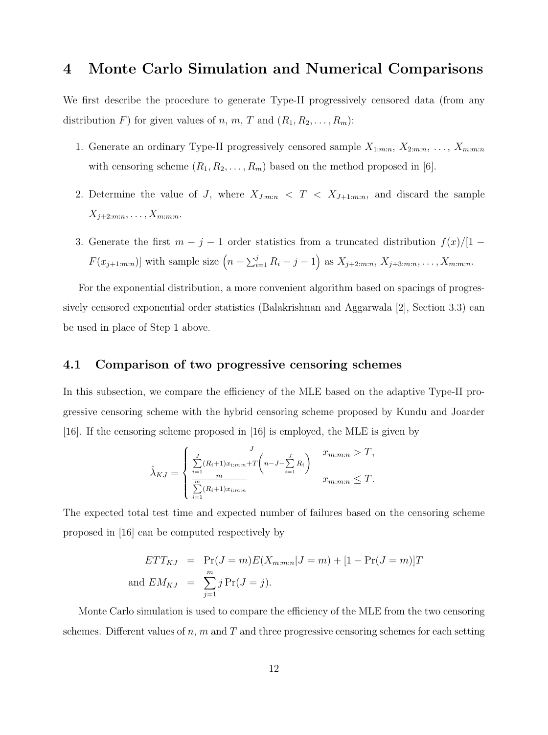# 4 Monte Carlo Simulation and Numerical Comparisons

We first describe the procedure to generate Type-II progressively censored data (from any distribution $F$) for given values of $n$, $m$, $T$ and $(R_1, R_2, \ldots, R_m)$:

1. Generate an ordinary Type-II progressively censored sample $X_{1:m:n}$, $X_{2:m:n}$, $\ldots$, $X_{m:m:n}$ with censoring scheme $(R_1, R_2, \ldots, R_m)$ based on the method proposed in [6].

2. Determine the value of $J$, where $X_{J:m:n} < T < X_{J+1:m:n}$, and discard the sample $X_{j+2:m:n}, \ldots, X_{m:m:n}$.

3. Generate the first $m - j - 1$ order statistics from a truncated distribution $f(x)/[1 - F(x_{j+1:m:n})]$ with sample size $\left(n - \sum_{i=1}^{j} R_i - j - 1\right)$ as $X_{j+2:m:n}$, $X_{j+3:m:n}, \ldots, X_{m:m:n}$.

For the exponential distribution, a more convenient algorithm based on spacings of progressively censored exponential order statistics (Balakrishnan and Aggarwala [2], Section 3.3) can be used in place of Step 1 above.

## 4.1 Comparison of two progressive censoring schemes

In this subsection, we compare the efficiency of the MLE based on the adaptive Type-II progressive censoring scheme with the hybrid censoring scheme proposed by Kundu and Joarder [16]. If the censoring scheme proposed in [16] is employed, the MLE is given by

$$\hat{\lambda}_{KJ} = \begin{cases} \dfrac{J}{\sum\limits_{i=1}^{J}(R_i+1)x_{i:m:n} + T\left(n - J - \sum\limits_{i=1}^{J} R_i\right)} & x_{m:m:n} > T, \\ \dfrac{m}{\sum\limits_{i=1}^{m}(R_i+1)x_{i:m:n}} & x_{m:m:n} \leq T. \end{cases}$$

The expected total test time and expected number of failures based on the censoring scheme proposed in [16] can be computed respectively by

$$\begin{aligned} ETT_{KJ} &= \Pr(J = m)E(X_{m:m:n}|J = m) + [1 - \Pr(J = m)]T \\ \text{and } EM_{KJ} &= \sum_{j=1}^{m} j \Pr(J = j). \end{aligned}$$

Monte Carlo simulation is used to compare the efficiency of the MLE from the two censoring schemes. Different values of $n$, $m$ and $T$ and three progressive censoring schemes for each setting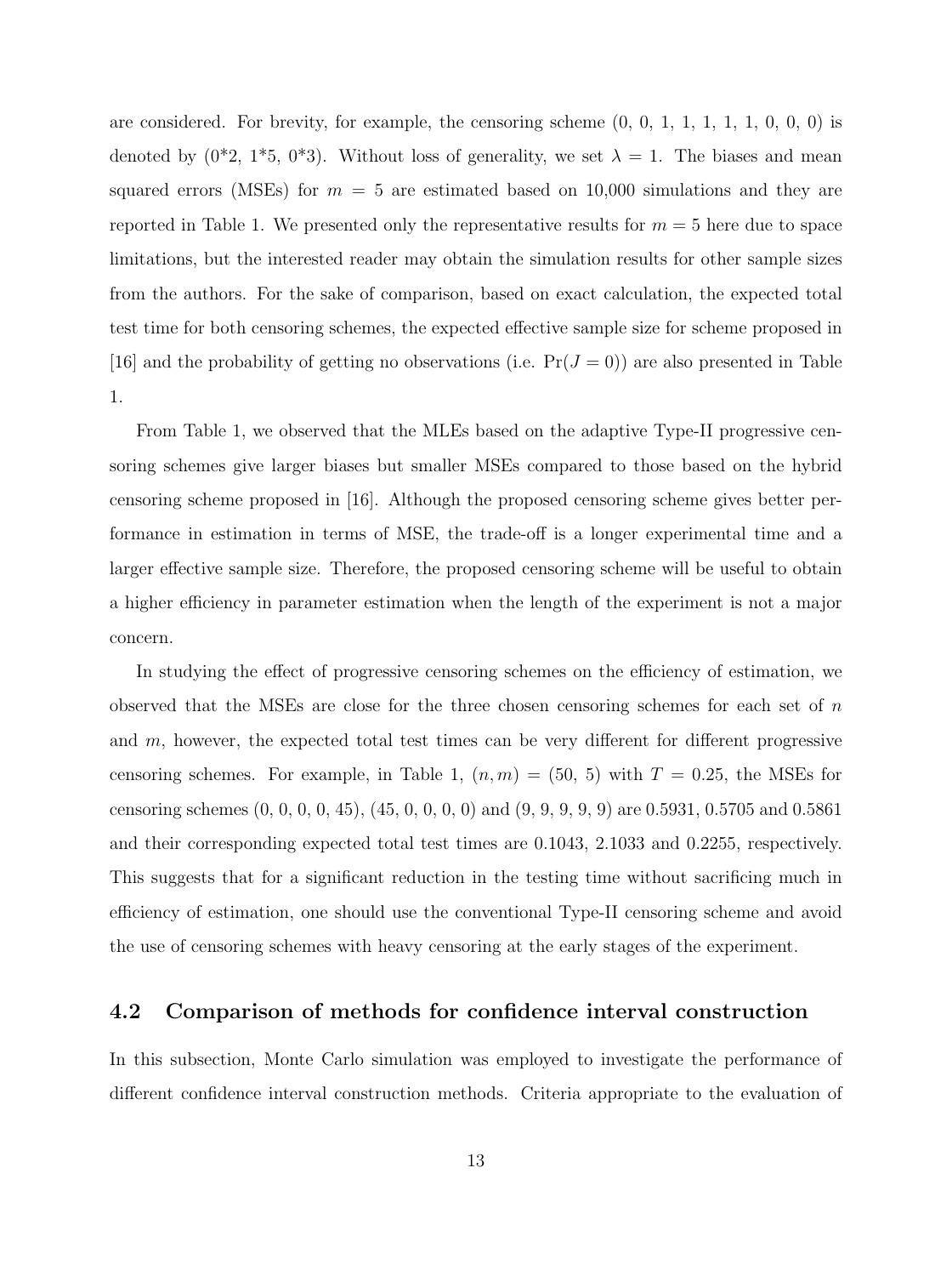are considered. For brevity, for example, the censoring scheme (0, 0, 1, 1, 1, 1, 1, 0, 0, 0) is denoted by (0*2, 1*5, 0*3). Without loss of generality, we set $\lambda = 1$. The biases and mean squared errors (MSEs) for $m = 5$ are estimated based on 10,000 simulations and they are reported in Table 1. We presented only the representative results for $m = 5$ here due to space limitations, but the interested reader may obtain the simulation results for other sample sizes from the authors. For the sake of comparison, based on exact calculation, the expected total test time for both censoring schemes, the expected effective sample size for scheme proposed in [16] and the probability of getting no observations (i.e. $\Pr(J = 0)$) are also presented in Table 1.

From Table 1, we observed that the MLEs based on the adaptive Type-II progressive censoring schemes give larger biases but smaller MSEs compared to those based on the hybrid censoring scheme proposed in [16]. Although the proposed censoring scheme gives better performance in estimation in terms of MSE, the trade-off is a longer experimental time and a larger effective sample size. Therefore, the proposed censoring scheme will be useful to obtain a higher efficiency in parameter estimation when the length of the experiment is not a major concern.

In studying the effect of progressive censoring schemes on the efficiency of estimation, we observed that the MSEs are close for the three chosen censoring schemes for each set of $n$ and $m$, however, the expected total test times can be very different for different progressive censoring schemes. For example, in Table 1, $(n, m) = (50, 5)$ with $T = 0.25$, the MSEs for censoring schemes (0, 0, 0, 0, 45), (45, 0, 0, 0, 0) and (9, 9, 9, 9, 9) are 0.5931, 0.5705 and 0.5861 and their corresponding expected total test times are 0.1043, 2.1033 and 0.2255, respectively. This suggests that for a significant reduction in the testing time without sacrificing much in efficiency of estimation, one should use the conventional Type-II censoring scheme and avoid the use of censoring schemes with heavy censoring at the early stages of the experiment.

## 4.2 Comparison of methods for confidence interval construction

In this subsection, Monte Carlo simulation was employed to investigate the performance of different confidence interval construction methods. Criteria appropriate to the evaluation of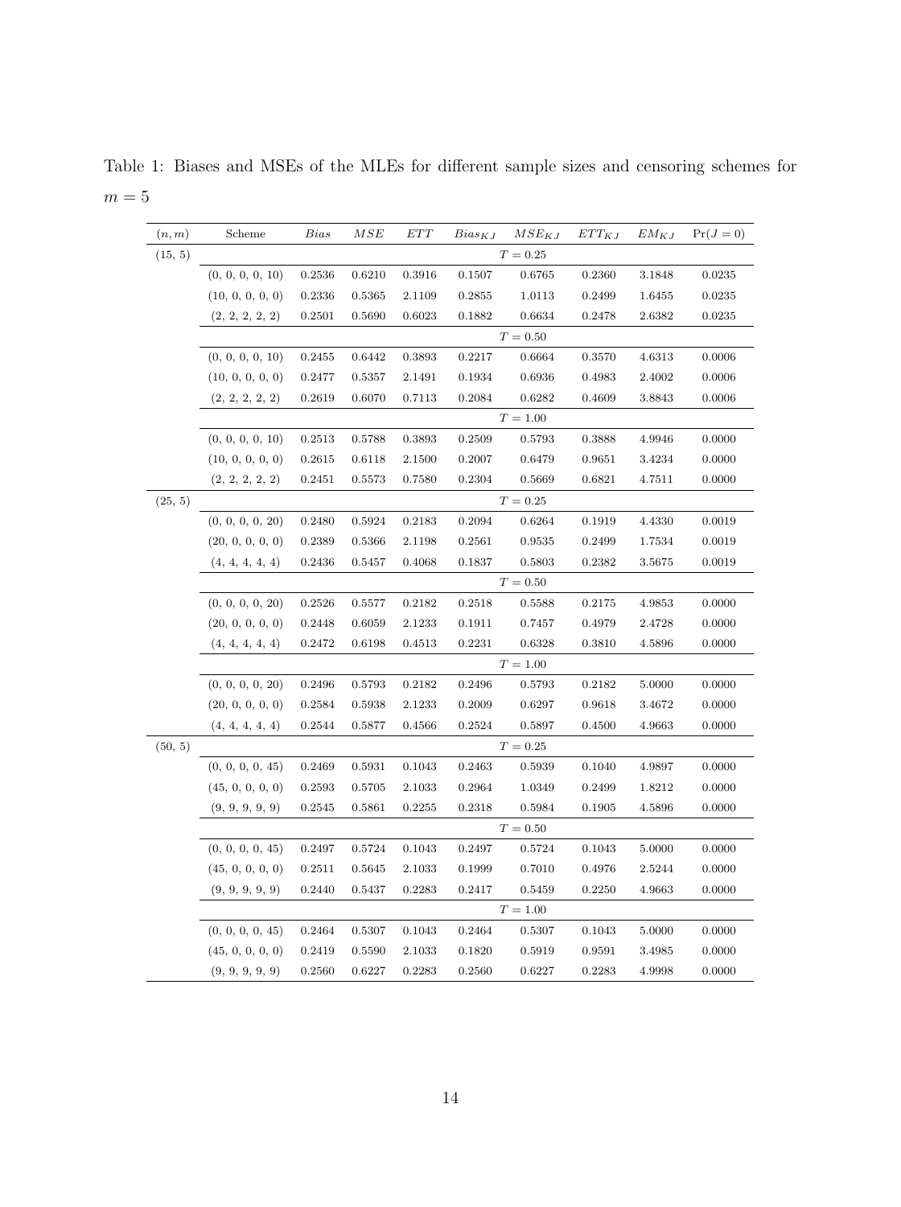Table 1: Biases and MSEs of the MLEs for different sample sizes and censoring schemes for $m = 5$

| $(n, m)$ | Scheme | $Bias$ | $MSE$ | $ETT$ | $Bias_{KJ}$ | $MSE_{KJ}$ | $ETT_{KJ}$ | $EM_{KJ}$ | $\Pr(J = 0)$ |
|---|---|---|---|---|---|---|---|---|---|
| (15, 5) | | | | | $T = 0.25$ | | | | |
| | (0, 0, 0, 0, 10) | 0.2536 | 0.6210 | 0.3916 | 0.1507 | 0.6765 | 0.2360 | 3.1848 | 0.0235 |
| | (10, 0, 0, 0, 0) | 0.2336 | 0.5365 | 2.1109 | 0.2855 | 1.0113 | 0.2499 | 1.6455 | 0.0235 |
| | (2, 2, 2, 2, 2) | 0.2501 | 0.5690 | 0.6023 | 0.1882 | 0.6634 | 0.2478 | 2.6382 | 0.0235 |
| | | | | | $T = 0.50$ | | | | |
| | (0, 0, 0, 0, 10) | 0.2455 | 0.6442 | 0.3893 | 0.2217 | 0.6664 | 0.3570 | 4.6313 | 0.0006 |
| | (10, 0, 0, 0, 0) | 0.2477 | 0.5357 | 2.1491 | 0.1934 | 0.6936 | 0.4983 | 2.4002 | 0.0006 |
| | (2, 2, 2, 2, 2) | 0.2619 | 0.6070 | 0.7113 | 0.2084 | 0.6282 | 0.4609 | 3.8843 | 0.0006 |
| | | | | | $T = 1.00$ | | | | |
| | (0, 0, 0, 0, 10) | 0.2513 | 0.5788 | 0.3893 | 0.2509 | 0.5793 | 0.3888 | 4.9946 | 0.0000 |
| | (10, 0, 0, 0, 0) | 0.2615 | 0.6118 | 2.1500 | 0.2007 | 0.6479 | 0.9651 | 3.4234 | 0.0000 |
| | (2, 2, 2, 2, 2) | 0.2451 | 0.5573 | 0.7580 | 0.2304 | 0.5669 | 0.6821 | 4.7511 | 0.0000 |
| (25, 5) | | | | | $T = 0.25$ | | | | |
| | (0, 0, 0, 0, 20) | 0.2480 | 0.5924 | 0.2183 | 0.2094 | 0.6264 | 0.1919 | 4.4330 | 0.0019 |
| | (20, 0, 0, 0, 0) | 0.2389 | 0.5366 | 2.1198 | 0.2561 | 0.9535 | 0.2499 | 1.7534 | 0.0019 |
| | (4, 4, 4, 4, 4) | 0.2436 | 0.5457 | 0.4068 | 0.1837 | 0.5803 | 0.2382 | 3.5675 | 0.0019 |
| | | | | | $T = 0.50$ | | | | |
| | (0, 0, 0, 0, 20) | 0.2526 | 0.5577 | 0.2182 | 0.2518 | 0.5588 | 0.2175 | 4.9853 | 0.0000 |
| | (20, 0, 0, 0, 0) | 0.2448 | 0.6059 | 2.1233 | 0.1911 | 0.7457 | 0.4979 | 2.4728 | 0.0000 |
| | (4, 4, 4, 4, 4) | 0.2472 | 0.6198 | 0.4513 | 0.2231 | 0.6328 | 0.3810 | 4.5896 | 0.0000 |
| | | | | | $T = 1.00$ | | | | |
| | (0, 0, 0, 0, 20) | 0.2496 | 0.5793 | 0.2182 | 0.2496 | 0.5793 | 0.2182 | 5.0000 | 0.0000 |
| | (20, 0, 0, 0, 0) | 0.2584 | 0.5938 | 2.1233 | 0.2009 | 0.6297 | 0.9618 | 3.4672 | 0.0000 |
| | (4, 4, 4, 4, 4) | 0.2544 | 0.5877 | 0.4566 | 0.2524 | 0.5897 | 0.4500 | 4.9663 | 0.0000 |
| (50, 5) | | | | | $T = 0.25$ | | | | |
| | (0, 0, 0, 0, 45) | 0.2469 | 0.5931 | 0.1043 | 0.2463 | 0.5939 | 0.1040 | 4.9897 | 0.0000 |
| | (45, 0, 0, 0, 0) | 0.2593 | 0.5705 | 2.1033 | 0.2964 | 1.0349 | 0.2499 | 1.8212 | 0.0000 |
| | (9, 9, 9, 9, 9) | 0.2545 | 0.5861 | 0.2255 | 0.2318 | 0.5984 | 0.1905 | 4.5896 | 0.0000 |
| | | | | | $T = 0.50$ | | | | |
| | (0, 0, 0, 0, 45) | 0.2497 | 0.5724 | 0.1043 | 0.2497 | 0.5724 | 0.1043 | 5.0000 | 0.0000 |
| | (45, 0, 0, 0, 0) | 0.2511 | 0.5645 | 2.1033 | 0.1999 | 0.7010 | 0.4976 | 2.5244 | 0.0000 |
| | (9, 9, 9, 9, 9) | 0.2440 | 0.5437 | 0.2283 | 0.2417 | 0.5459 | 0.2250 | 4.9663 | 0.0000 |
| | | | | | $T = 1.00$ | | | | |
| | (0, 0, 0, 0, 45) | 0.2464 | 0.5307 | 0.1043 | 0.2464 | 0.5307 | 0.1043 | 5.0000 | 0.0000 |
| | (45, 0, 0, 0, 0) | 0.2419 | 0.5590 | 2.1033 | 0.1820 | 0.5919 | 0.9591 | 3.4985 | 0.0000 |
| | (9, 9, 9, 9, 9) | 0.2560 | 0.6227 | 0.2283 | 0.2560 | 0.6227 | 0.2283 | 4.9998 | 0.0000 |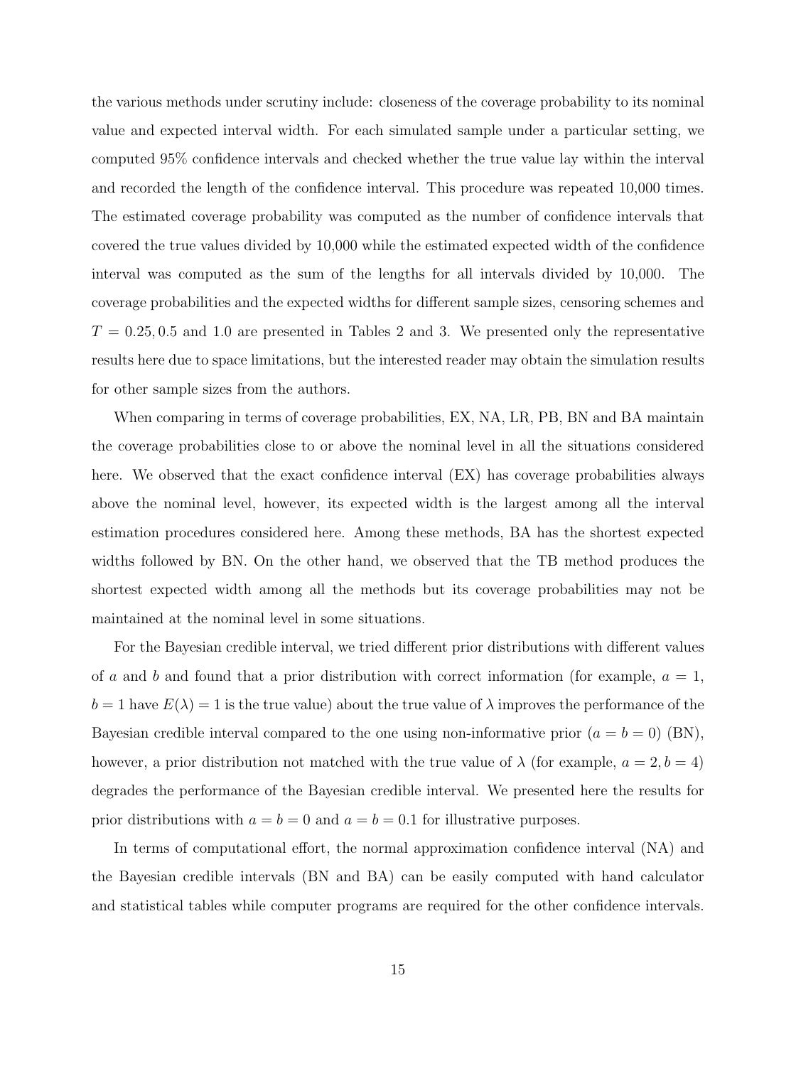the various methods under scrutiny include: closeness of the coverage probability to its nominal value and expected interval width. For each simulated sample under a particular setting, we computed 95% confidence intervals and checked whether the true value lay within the interval and recorded the length of the confidence interval. This procedure was repeated 10,000 times. The estimated coverage probability was computed as the number of confidence intervals that covered the true values divided by 10,000 while the estimated expected width of the confidence interval was computed as the sum of the lengths for all intervals divided by 10,000. The coverage probabilities and the expected widths for different sample sizes, censoring schemes and $T = 0.25, 0.5$ and $1.0$ are presented in Tables 2 and 3. We presented only the representative results here due to space limitations, but the interested reader may obtain the simulation results for other sample sizes from the authors.

When comparing in terms of coverage probabilities, EX, NA, LR, PB, BN and BA maintain the coverage probabilities close to or above the nominal level in all the situations considered here. We observed that the exact confidence interval (EX) has coverage probabilities always above the nominal level, however, its expected width is the largest among all the interval estimation procedures considered here. Among these methods, BA has the shortest expected widths followed by BN. On the other hand, we observed that the TB method produces the shortest expected width among all the methods but its coverage probabilities may not be maintained at the nominal level in some situations.

For the Bayesian credible interval, we tried different prior distributions with different values of $a$ and $b$ and found that a prior distribution with correct information (for example, $a = 1$, $b = 1$ have $E(\lambda) = 1$ is the true value) about the true value of $\lambda$ improves the performance of the Bayesian credible interval compared to the one using non-informative prior ($a = b = 0$) (BN), however, a prior distribution not matched with the true value of $\lambda$ (for example, $a = 2, b = 4$) degrades the performance of the Bayesian credible interval. We presented here the results for prior distributions with $a = b = 0$ and $a = b = 0.1$ for illustrative purposes.

In terms of computational effort, the normal approximation confidence interval (NA) and the Bayesian credible intervals (BN and BA) can be easily computed with hand calculator and statistical tables while computer programs are required for the other confidence intervals.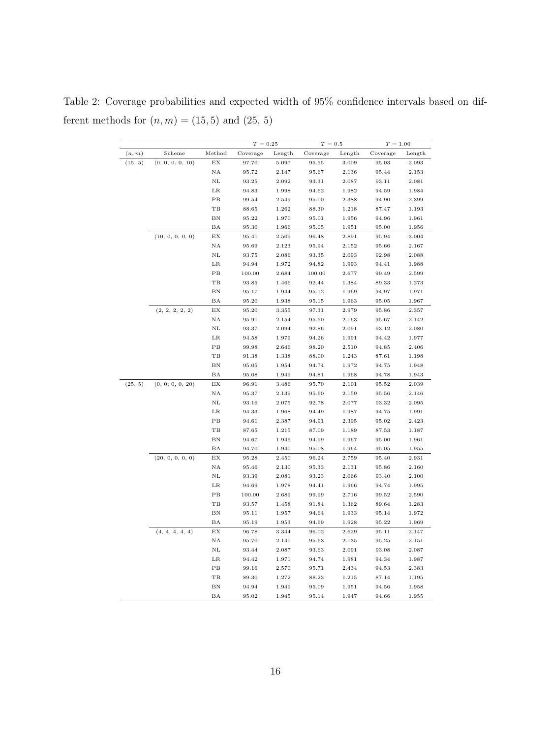Table 2: Coverage probabilities and expected width of 95% confidence intervals based on different methods for $(n, m) = (15, 5)$ and (25, 5)

| | | | $T = 0.25$ | | $T = 0.5$ | | $T = 1.00$ | |
|---|---|---|---|---|---|---|---|---|
| $(n, m)$ | Scheme | Method | Coverage | Length | Coverage | Length | Coverage | Length |
| (15, 5) | (0, 0, 0, 0, 10) | EX | 97.70 | 5.097 | 95.55 | 3.009 | 95.03 | 2.093 |
| | | NA | 95.72 | 2.147 | 95.67 | 2.136 | 95.44 | 2.153 |
| | | NL | 93.25 | 2.092 | 93.31 | 2.087 | 93.11 | 2.081 |
| | | LR | 94.83 | 1.998 | 94.62 | 1.982 | 94.59 | 1.984 |
| | | PB | 99.54 | 2.549 | 95.00 | 2.388 | 94.90 | 2.399 |
| | | TB | 88.65 | 1.262 | 88.30 | 1.218 | 87.47 | 1.193 |
| | | BN | 95.22 | 1.970 | 95.01 | 1.956 | 94.96 | 1.961 |
| | | BA | 95.30 | 1.966 | 95.05 | 1.951 | 95.00 | 1.956 |
| | (10, 0, 0, 0, 0) | EX | 95.41 | 2.509 | 96.48 | 2.891 | 95.94 | 3.004 |
| | | NA | 95.69 | 2.123 | 95.94 | 2.152 | 95.66 | 2.167 |
| | | NL | 93.75 | 2.086 | 93.35 | 2.093 | 92.98 | 2.088 |
| | | LR | 94.94 | 1.972 | 94.82 | 1.993 | 94.41 | 1.988 |
| | | PB | 100.00 | 2.684 | 100.00 | 2.677 | 99.49 | 2.599 |
| | | TB | 93.85 | 1.466 | 92.44 | 1.384 | 89.33 | 1.273 |
| | | BN | 95.17 | 1.944 | 95.12 | 1.969 | 94.97 | 1.971 |
| | | BA | 95.20 | 1.938 | 95.15 | 1.963 | 95.05 | 1.967 |
| | (2, 2, 2, 2, 2) | EX | 95.20 | 3.355 | 97.31 | 2.979 | 95.86 | 2.357 |
| | | NA | 95.91 | 2.154 | 95.50 | 2.163 | 95.67 | 2.142 |
| | | NL | 93.37 | 2.094 | 92.86 | 2.091 | 93.12 | 2.080 |
| | | LR | 94.58 | 1.979 | 94.26 | 1.991 | 94.42 | 1.977 |
| | | PB | 99.98 | 2.646 | 98.20 | 2.510 | 94.85 | 2.406 |
| | | TB | 91.38 | 1.338 | 88.00 | 1.243 | 87.61 | 1.198 |
| | | BN | 95.05 | 1.954 | 94.74 | 1.972 | 94.75 | 1.948 |
| | | BA | 95.08 | 1.949 | 94.81 | 1.968 | 94.78 | 1.943 |
| (25, 5) | (0, 0, 0, 0, 20) | EX | 96.91 | 3.486 | 95.70 | 2.101 | 95.52 | 2.039 |
| | | NA | 95.37 | 2.139 | 95.60 | 2.159 | 95.56 | 2.146 |
| | | NL | 93.16 | 2.075 | 92.78 | 2.077 | 93.32 | 2.095 |
| | | LR | 94.33 | 1.968 | 94.49 | 1.987 | 94.75 | 1.991 |
| | | PB | 94.61 | 2.387 | 94.91 | 2.395 | 95.02 | 2.423 |
| | | TB | 87.65 | 1.215 | 87.09 | 1.189 | 87.53 | 1.187 |
| | | BN | 94.67 | 1.945 | 94.99 | 1.967 | 95.00 | 1.961 |
| | | BA | 94.70 | 1.940 | 95.08 | 1.964 | 95.05 | 1.955 |
| | (20, 0, 0, 0, 0) | EX | 95.28 | 2.450 | 96.24 | 2.759 | 95.40 | 2.931 |
| | | NA | 95.46 | 2.130 | 95.33 | 2.131 | 95.86 | 2.160 |
| | | NL | 93.39 | 2.081 | 93.23 | 2.066 | 93.40 | 2.100 |
| | | LR | 94.69 | 1.978 | 94.41 | 1.966 | 94.74 | 1.995 |
| | | PB | 100.00 | 2.689 | 99.99 | 2.716 | 99.52 | 2.590 |
| | | TB | 93.57 | 1.458 | 91.84 | 1.362 | 89.64 | 1.283 |
| | | BN | 95.11 | 1.957 | 94.64 | 1.933 | 95.14 | 1.972 |
| | | BA | 95.19 | 1.953 | 94.69 | 1.928 | 95.22 | 1.969 |
| | (4, 4, 4, 4, 4) | EX | 96.78 | 3.344 | 96.02 | 2.629 | 95.11 | 2.147 |
| | | NA | 95.70 | 2.140 | 95.63 | 2.135 | 95.25 | 2.151 |
| | | NL | 93.44 | 2.087 | 93.63 | 2.091 | 93.08 | 2.087 |
| | | LR | 94.42 | 1.971 | 94.74 | 1.981 | 94.34 | 1.987 |
| | | PB | 99.16 | 2.570 | 95.71 | 2.434 | 94.53 | 2.383 |
| | | TB | 89.30 | 1.272 | 88.23 | 1.215 | 87.14 | 1.195 |
| | | BN | 94.94 | 1.949 | 95.09 | 1.951 | 94.56 | 1.958 |
| | | BA | 95.02 | 1.945 | 95.14 | 1.947 | 94.66 | 1.955 |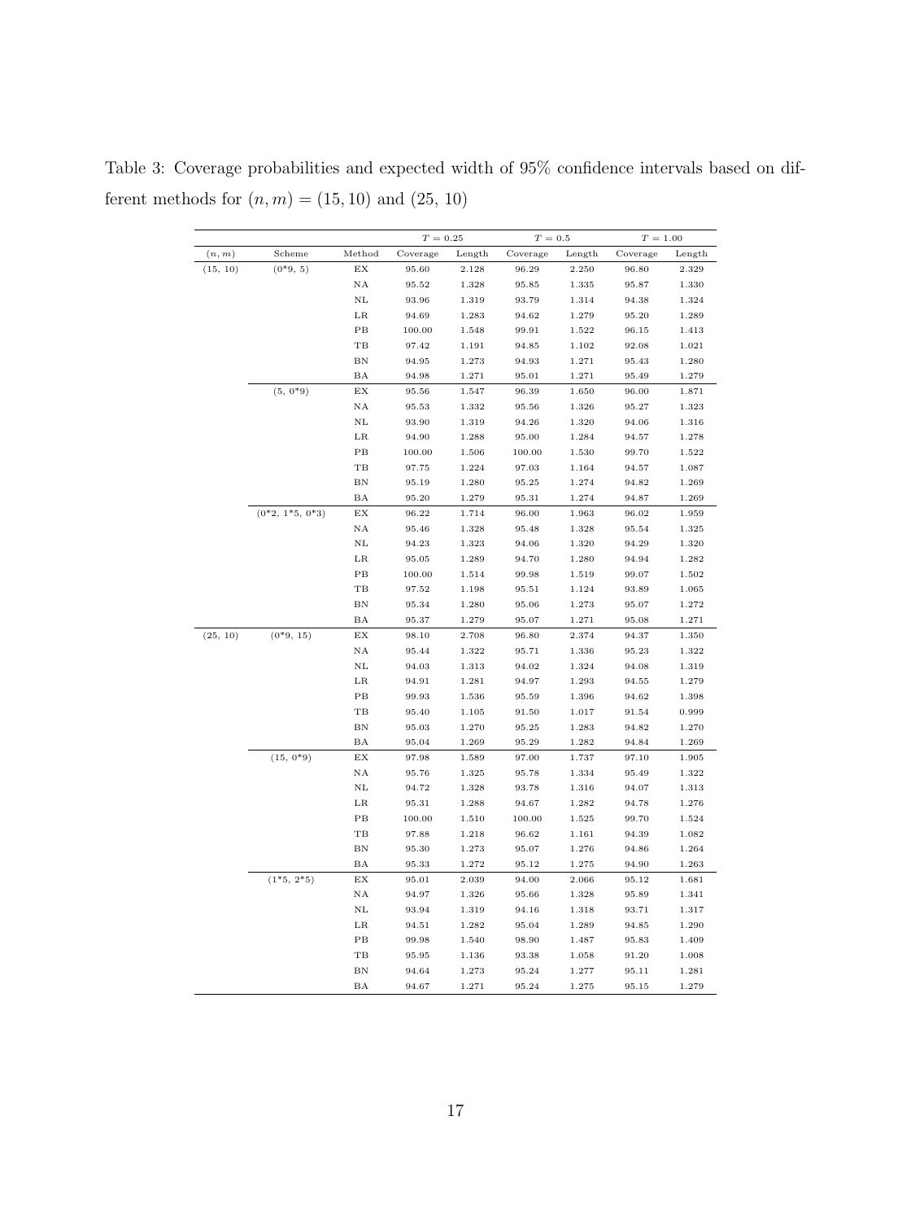Table 3: Coverage probabilities and expected width of 95% confidence intervals based on different methods for $(n, m) = (15, 10)$ and $(25, 10)$

| | | | $T = 0.25$ | | $T = 0.5$ | | $T = 1.00$ | |
|---|---|---|---|---|---|---|---|---|
| $(n, m)$ | Scheme | Method | Coverage | Length | Coverage | Length | Coverage | Length |
| (15, 10) | (0*9, 5) | EX | 95.60 | 2.128 | 96.29 | 2.250 | 96.80 | 2.329 |
| | | NA | 95.52 | 1.328 | 95.85 | 1.335 | 95.87 | 1.330 |
| | | NL | 93.96 | 1.319 | 93.79 | 1.314 | 94.38 | 1.324 |
| | | LR | 94.69 | 1.283 | 94.62 | 1.279 | 95.20 | 1.289 |
| | | PB | 100.00 | 1.548 | 99.91 | 1.522 | 96.15 | 1.413 |
| | | TB | 97.42 | 1.191 | 94.85 | 1.102 | 92.08 | 1.021 |
| | | BN | 94.95 | 1.273 | 94.93 | 1.271 | 95.43 | 1.280 |
| | | BA | 94.98 | 1.271 | 95.01 | 1.271 | 95.49 | 1.279 |
| | (5, 0*9) | EX | 95.56 | 1.547 | 96.39 | 1.650 | 96.00 | 1.871 |
| | | NA | 95.53 | 1.332 | 95.56 | 1.326 | 95.27 | 1.323 |
| | | NL | 93.90 | 1.319 | 94.26 | 1.320 | 94.06 | 1.316 |
| | | LR | 94.90 | 1.288 | 95.00 | 1.284 | 94.57 | 1.278 |
| | | PB | 100.00 | 1.506 | 100.00 | 1.530 | 99.70 | 1.522 |
| | | TB | 97.75 | 1.224 | 97.03 | 1.164 | 94.57 | 1.087 |
| | | BN | 95.19 | 1.280 | 95.25 | 1.274 | 94.82 | 1.269 |
| | | BA | 95.20 | 1.279 | 95.31 | 1.274 | 94.87 | 1.269 |
| | (0*2, 1*5, 0*3) | EX | 96.22 | 1.714 | 96.00 | 1.963 | 96.02 | 1.959 |
| | | NA | 95.46 | 1.328 | 95.48 | 1.328 | 95.54 | 1.325 |
| | | NL | 94.23 | 1.323 | 94.06 | 1.320 | 94.29 | 1.320 |
| | | LR | 95.05 | 1.289 | 94.70 | 1.280 | 94.94 | 1.282 |
| | | PB | 100.00 | 1.514 | 99.98 | 1.519 | 99.07 | 1.502 |
| | | TB | 97.52 | 1.198 | 95.51 | 1.124 | 93.89 | 1.065 |
| | | BN | 95.34 | 1.280 | 95.06 | 1.273 | 95.07 | 1.272 |
| | | BA | 95.37 | 1.279 | 95.07 | 1.271 | 95.08 | 1.271 |
| (25, 10) | (0*9, 15) | EX | 98.10 | 2.708 | 96.80 | 2.374 | 94.37 | 1.350 |
| | | NA | 95.44 | 1.322 | 95.71 | 1.336 | 95.23 | 1.322 |
| | | NL | 94.03 | 1.313 | 94.02 | 1.324 | 94.08 | 1.319 |
| | | LR | 94.91 | 1.281 | 94.97 | 1.293 | 94.55 | 1.279 |
| | | PB | 99.93 | 1.536 | 95.59 | 1.396 | 94.62 | 1.398 |
| | | TB | 95.40 | 1.105 | 91.50 | 1.017 | 91.54 | 0.999 |
| | | BN | 95.03 | 1.270 | 95.25 | 1.283 | 94.82 | 1.270 |
| | | BA | 95.04 | 1.269 | 95.29 | 1.282 | 94.84 | 1.269 |
| | (15, 0*9) | EX | 97.98 | 1.589 | 97.00 | 1.737 | 97.10 | 1.905 |
| | | NA | 95.76 | 1.325 | 95.78 | 1.334 | 95.49 | 1.322 |
| | | NL | 94.72 | 1.328 | 93.78 | 1.316 | 94.07 | 1.313 |
| | | LR | 95.31 | 1.288 | 94.67 | 1.282 | 94.78 | 1.276 |
| | | PB | 100.00 | 1.510 | 100.00 | 1.525 | 99.70 | 1.524 |
| | | TB | 97.88 | 1.218 | 96.62 | 1.161 | 94.39 | 1.082 |
| | | BN | 95.30 | 1.273 | 95.07 | 1.276 | 94.86 | 1.264 |
| | | BA | 95.33 | 1.272 | 95.12 | 1.275 | 94.90 | 1.263 |
| | (1*5, 2*5) | EX | 95.01 | 2.039 | 94.00 | 2.066 | 95.12 | 1.681 |
| | | NA | 94.97 | 1.326 | 95.66 | 1.328 | 95.89 | 1.341 |
| | | NL | 93.94 | 1.319 | 94.16 | 1.318 | 93.71 | 1.317 |
| | | LR | 94.51 | 1.282 | 95.04 | 1.289 | 94.85 | 1.290 |
| | | PB | 99.98 | 1.540 | 98.90 | 1.487 | 95.83 | 1.409 |
| | | TB | 95.95 | 1.136 | 93.38 | 1.058 | 91.20 | 1.008 |
| | | BN | 94.64 | 1.273 | 95.24 | 1.277 | 95.11 | 1.281 |
| | | BA | 94.67 | 1.271 | 95.24 | 1.275 | 95.15 | 1.279 |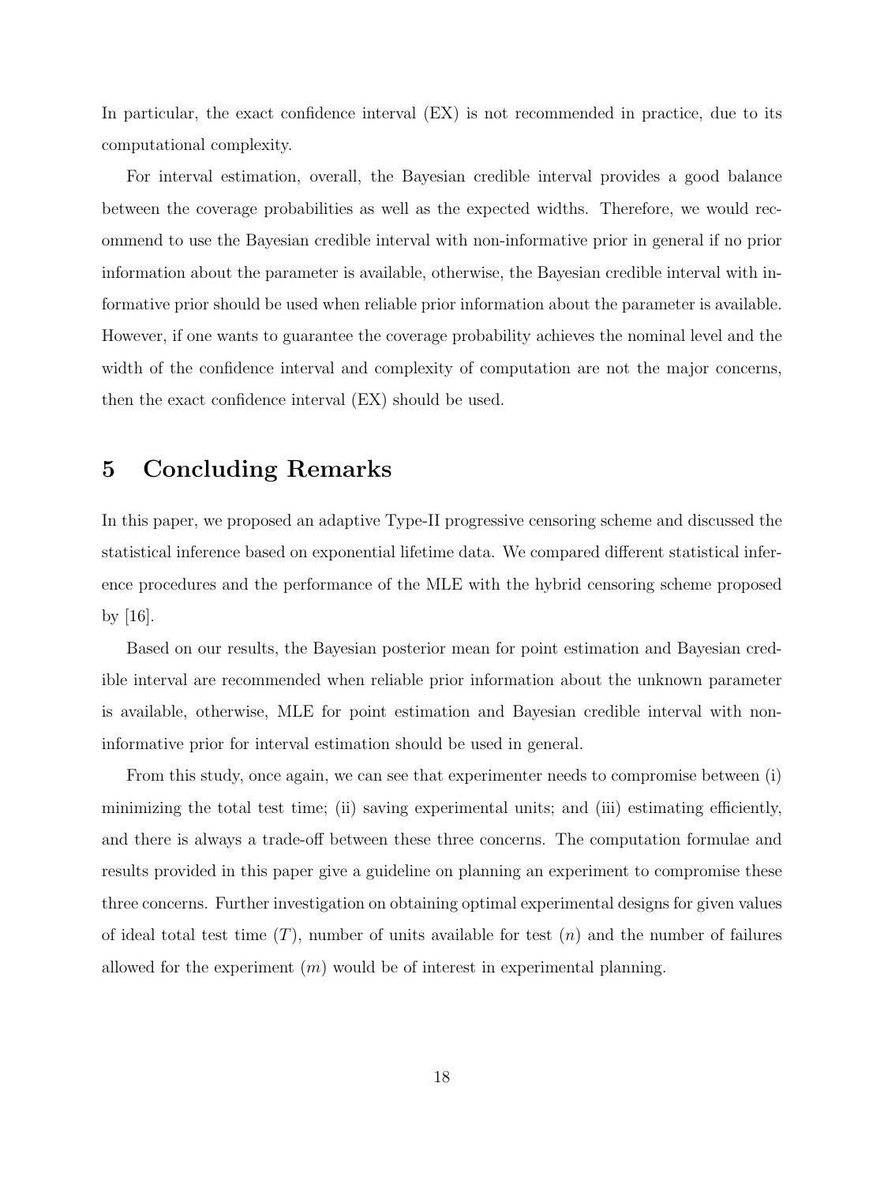In particular, the exact confidence interval (EX) is not recommended in practice, due to its computational complexity.

For interval estimation, overall, the Bayesian credible interval provides a good balance between the coverage probabilities as well as the expected widths. Therefore, we would recommend to use the Bayesian credible interval with non-informative prior in general if no prior information about the parameter is available, otherwise, the Bayesian credible interval with informative prior should be used when reliable prior information about the parameter is available. However, if one wants to guarantee the coverage probability achieves the nominal level and the width of the confidence interval and complexity of computation are not the major concerns, then the exact confidence interval (EX) should be used.

# 5 Concluding Remarks

In this paper, we proposed an adaptive Type-II progressive censoring scheme and discussed the statistical inference based on exponential lifetime data. We compared different statistical inference procedures and the performance of the MLE with the hybrid censoring scheme proposed by [16].

Based on our results, the Bayesian posterior mean for point estimation and Bayesian credible interval are recommended when reliable prior information about the unknown parameter is available, otherwise, MLE for point estimation and Bayesian credible interval with non-informative prior for interval estimation should be used in general.

From this study, once again, we can see that experimenter needs to compromise between (i) minimizing the total test time; (ii) saving experimental units; and (iii) estimating efficiently, and there is always a trade-off between these three concerns. The computation formulae and results provided in this paper give a guideline on planning an experiment to compromise these three concerns. Further investigation on obtaining optimal experimental designs for given values of ideal total test time ($T$), number of units available for test ($n$) and the number of failures allowed for the experiment ($m$) would be of interest in experimental planning.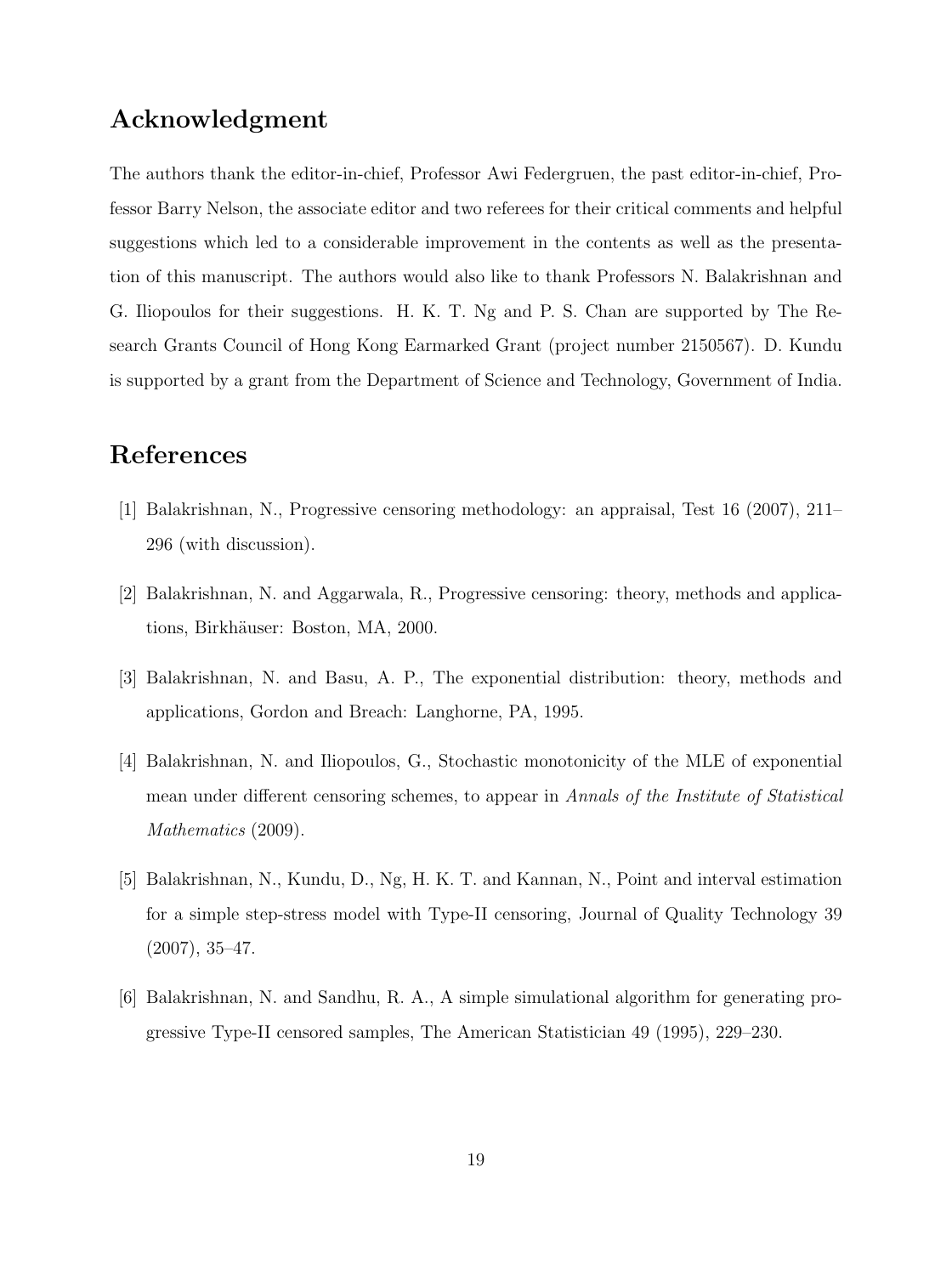## Acknowledgment

The authors thank the editor-in-chief, Professor Awi Federgruen, the past editor-in-chief, Professor Barry Nelson, the associate editor and two referees for their critical comments and helpful suggestions which led to a considerable improvement in the contents as well as the presentation of this manuscript. The authors would also like to thank Professors N. Balakrishnan and G. Iliopoulos for their suggestions. H. K. T. Ng and P. S. Chan are supported by The Research Grants Council of Hong Kong Earmarked Grant (project number 2150567). D. Kundu is supported by a grant from the Department of Science and Technology, Government of India.

## References

[1] Balakrishnan, N., Progressive censoring methodology: an appraisal, Test 16 (2007), 211–296 (with discussion).

[2] Balakrishnan, N. and Aggarwala, R., Progressive censoring: theory, methods and applications, Birkhäuser: Boston, MA, 2000.

[3] Balakrishnan, N. and Basu, A. P., The exponential distribution: theory, methods and applications, Gordon and Breach: Langhorne, PA, 1995.

[4] Balakrishnan, N. and Iliopoulos, G., Stochastic monotonicity of the MLE of exponential mean under different censoring schemes, to appear in *Annals of the Institute of Statistical Mathematics* (2009).

[5] Balakrishnan, N., Kundu, D., Ng, H. K. T. and Kannan, N., Point and interval estimation for a simple step-stress model with Type-II censoring, Journal of Quality Technology 39 (2007), 35–47.

[6] Balakrishnan, N. and Sandhu, R. A., A simple simulational algorithm for generating progressive Type-II censored samples, The American Statistician 49 (1995), 229–230.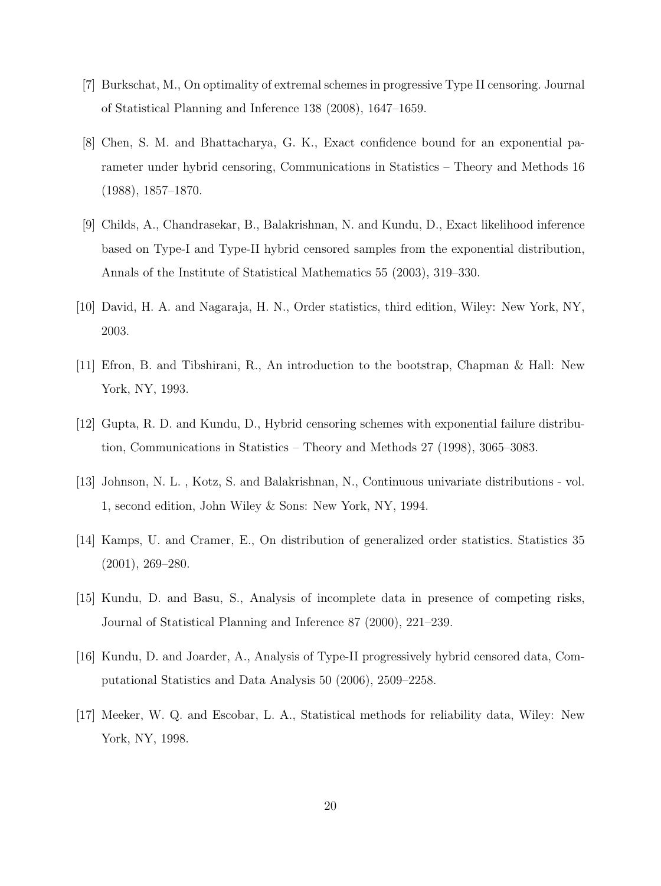[7] Burkschat, M., On optimality of extremal schemes in progressive Type II censoring. Journal of Statistical Planning and Inference 138 (2008), 1647–1659.

[8] Chen, S. M. and Bhattacharya, G. K., Exact confidence bound for an exponential parameter under hybrid censoring, Communications in Statistics – Theory and Methods 16 (1988), 1857–1870.

[9] Childs, A., Chandrasekar, B., Balakrishnan, N. and Kundu, D., Exact likelihood inference based on Type-I and Type-II hybrid censored samples from the exponential distribution, Annals of the Institute of Statistical Mathematics 55 (2003), 319–330.

[10] David, H. A. and Nagaraja, H. N., Order statistics, third edition, Wiley: New York, NY, 2003.

[11] Efron, B. and Tibshirani, R., An introduction to the bootstrap, Chapman & Hall: New York, NY, 1993.

[12] Gupta, R. D. and Kundu, D., Hybrid censoring schemes with exponential failure distribution, Communications in Statistics – Theory and Methods 27 (1998), 3065–3083.

[13] Johnson, N. L. , Kotz, S. and Balakrishnan, N., Continuous univariate distributions - vol. 1, second edition, John Wiley & Sons: New York, NY, 1994.

[14] Kamps, U. and Cramer, E., On distribution of generalized order statistics. Statistics 35 (2001), 269–280.

[15] Kundu, D. and Basu, S., Analysis of incomplete data in presence of competing risks, Journal of Statistical Planning and Inference 87 (2000), 221–239.

[16] Kundu, D. and Joarder, A., Analysis of Type-II progressively hybrid censored data, Computational Statistics and Data Analysis 50 (2006), 2509–2258.

[17] Meeker, W. Q. and Escobar, L. A., Statistical methods for reliability data, Wiley: New York, NY, 1998.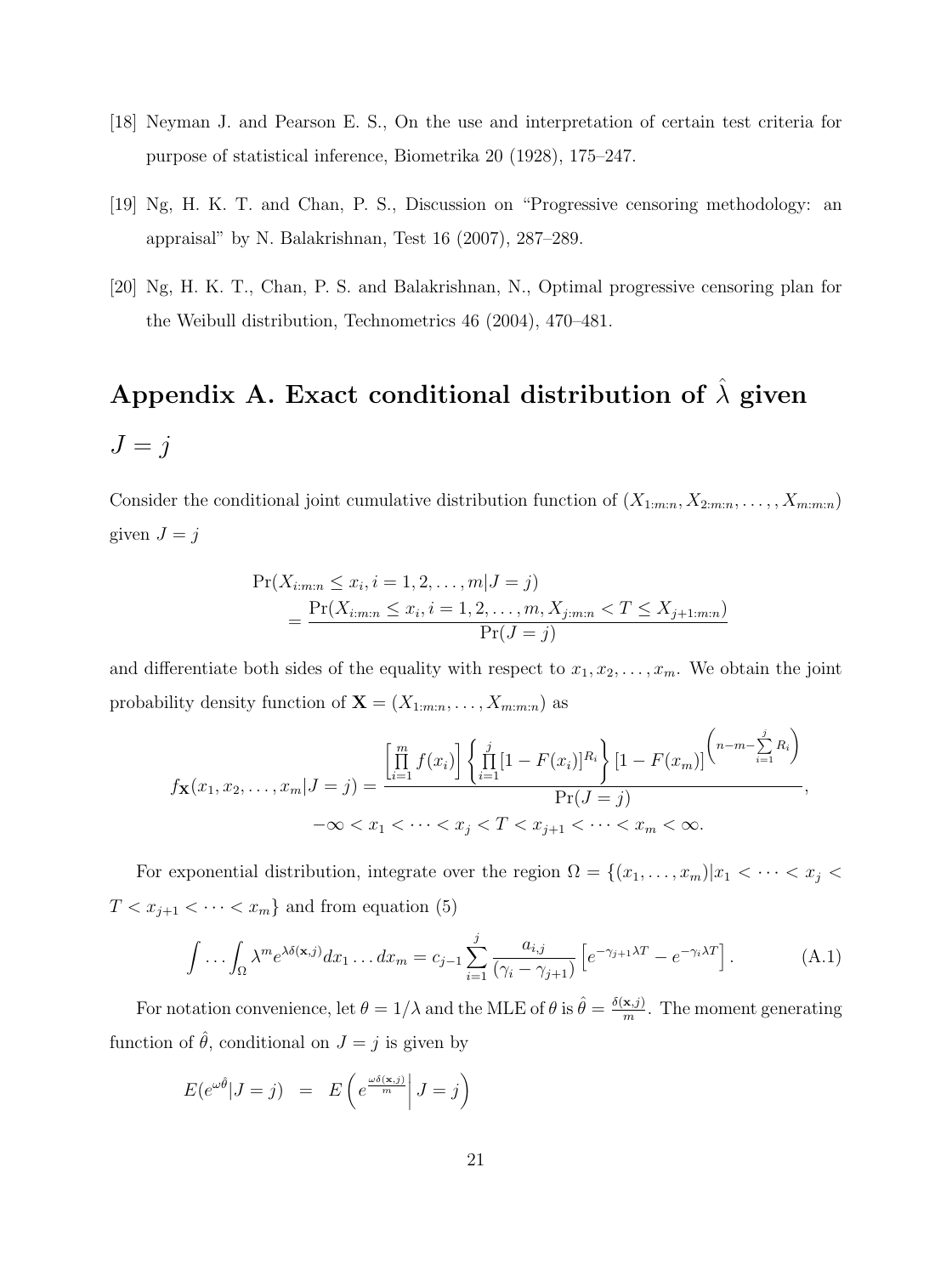[18] Neyman J. and Pearson E. S., On the use and interpretation of certain test criteria for purpose of statistical inference, Biometrika 20 (1928), 175–247.

[19] Ng, H. K. T. and Chan, P. S., Discussion on "Progressive censoring methodology: an appraisal" by N. Balakrishnan, Test 16 (2007), 287–289.

[20] Ng, H. K. T., Chan, P. S. and Balakrishnan, N., Optimal progressive censoring plan for the Weibull distribution, Technometrics 46 (2004), 470–481.

# Appendix A. Exact conditional distribution of $\hat{\lambda}$ given $J = j$

Consider the conditional joint cumulative distribution function of $(X_{1:m:n}, X_{2:m:n}, \ldots, X_{m:m:n})$ given $J = j$

$$
\begin{aligned}
&\Pr(X_{i:m:n} \le x_i, i = 1, 2, \ldots, m | J = j) \\
&\quad = \frac{\Pr(X_{i:m:n} \le x_i, i = 1, 2, \ldots, m, X_{j:m:n} < T \le X_{j+1:m:n})}{\Pr(J = j)}
\end{aligned}
$$

and differentiate both sides of the equality with respect to $x_1, x_2, \ldots, x_m$. We obtain the joint probability density function of $\mathbf{X} = (X_{1:m:n}, \ldots, X_{m:m:n})$ as

$$
f_{\mathbf{X}}(x_1, x_2, \ldots, x_m | J = j) = \frac{\left[\prod_{i=1}^{m} f(x_i)\right] \left\{\prod_{i=1}^{j} [1 - F(x_i)]^{R_i}\right\} [1 - F(x_m)]^{\left(n - m - \sum_{i=1}^{j} R_i\right)}}{\Pr(J = j)},
$$

$$
-\infty < x_1 < \cdots < x_j < T < x_{j+1} < \cdots < x_m < \infty.
$$

For exponential distribution, integrate over the region $\Omega = \{(x_1, \ldots, x_m) | x_1 < \cdots < x_j < T < x_{j+1} < \cdots < x_m\}$ and from equation (5)

$$
\int \cdots \int_{\Omega} \lambda^m e^{\lambda \delta(\mathbf{x}, j)} dx_1 \ldots dx_m = c_{j-1} \sum_{i=1}^{j} \frac{a_{i,j}}{(\gamma_i - \gamma_{j+1})} \left[e^{-\gamma_{j+1} \lambda T} - e^{-\gamma_i \lambda T}\right]. \tag{A.1}
$$

For notation convenience, let $\theta = 1/\lambda$ and the MLE of $\theta$ is $\hat{\theta} = \frac{\delta(\mathbf{x}, j)}{m}$. The moment generating function of $\hat{\theta}$, conditional on $J = j$ is given by

$$
E(e^{\omega \hat{\theta}} | J = j) \;\; = \;\; E\left(e^{\frac{\omega \delta(\mathbf{x}, j)}{m}} \middle| J = j\right)
$$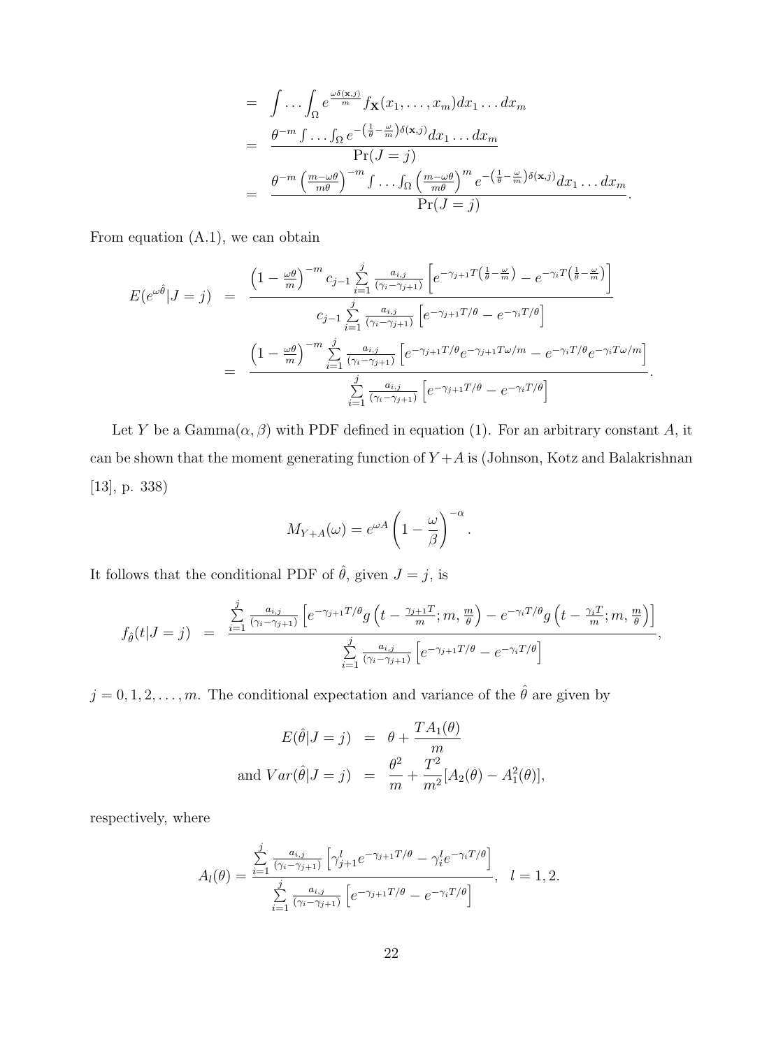$$
\begin{aligned}
&= \int \dots \int_{\Omega} e^{\frac{\omega \delta(\mathbf{x},j)}{m}} f_{\mathbf{X}}(x_1, \dots, x_m) dx_1 \dots dx_m \\
&= \frac{\theta^{-m} \int \dots \int_{\Omega} e^{-\left(\frac{1}{\theta} - \frac{\omega}{m}\right)\delta(\mathbf{x},j)} dx_1 \dots dx_m}{\Pr(J=j)} \\
&= \frac{\theta^{-m} \left(\frac{m-\omega\theta}{m\theta}\right)^{-m} \int \dots \int_{\Omega} \left(\frac{m-\omega\theta}{m\theta}\right)^{m} e^{-\left(\frac{1}{\theta} - \frac{\omega}{m}\right)\delta(\mathbf{x},j)} dx_1 \dots dx_m}{\Pr(J=j)}.
\end{aligned}
$$

From equation (A.1), we can obtain

$$
\begin{aligned}
E(e^{\omega\hat{\theta}}|J=j) &= \frac{\left(1-\frac{\omega\theta}{m}\right)^{-m} c_{j-1} \sum\limits_{i=1}^{j} \frac{a_{i,j}}{(\gamma_i - \gamma_{j+1})} \left[ e^{-\gamma_{j+1}T\left(\frac{1}{\theta}-\frac{\omega}{m}\right)} - e^{-\gamma_i T\left(\frac{1}{\theta}-\frac{\omega}{m}\right)} \right]}{c_{j-1} \sum\limits_{i=1}^{j} \frac{a_{i,j}}{(\gamma_i - \gamma_{j+1})} \left[ e^{-\gamma_{j+1}T/\theta} - e^{-\gamma_i T/\theta} \right]} \\
&= \frac{\left(1-\frac{\omega\theta}{m}\right)^{-m} \sum\limits_{i=1}^{j} \frac{a_{i,j}}{(\gamma_i - \gamma_{j+1})} \left[ e^{-\gamma_{j+1}T/\theta} e^{-\gamma_{j+1}T\omega/m} - e^{-\gamma_i T/\theta} e^{-\gamma_i T\omega/m} \right]}{\sum\limits_{i=1}^{j} \frac{a_{i,j}}{(\gamma_i - \gamma_{j+1})} \left[ e^{-\gamma_{j+1}T/\theta} - e^{-\gamma_i T/\theta} \right]}.
\end{aligned}
$$

Let $Y$ be a Gamma$(\alpha, \beta)$ with PDF defined in equation (1). For an arbitrary constant $A$, it can be shown that the moment generating function of $Y+A$ is (Johnson, Kotz and Balakrishnan [13], p. 338)

$$
M_{Y+A}(\omega) = e^{\omega A} \left(1 - \frac{\omega}{\beta}\right)^{-\alpha}.
$$

It follows that the conditional PDF of $\hat{\theta}$, given $J=j$, is

$$
f_{\hat{\theta}}(t|J=j) = \frac{\sum\limits_{i=1}^{j} \frac{a_{i,j}}{(\gamma_i - \gamma_{j+1})} \left[ e^{-\gamma_{j+1}T/\theta} g\left(t - \frac{\gamma_{j+1}T}{m}; m, \frac{m}{\theta}\right) - e^{-\gamma_i T/\theta} g\left(t - \frac{\gamma_i T}{m}; m, \frac{m}{\theta}\right) \right]}{\sum\limits_{i=1}^{j} \frac{a_{i,j}}{(\gamma_i - \gamma_{j+1})} \left[ e^{-\gamma_{j+1}T/\theta} - e^{-\gamma_i T/\theta} \right]},
$$

$j = 0, 1, 2, \dots, m$. The conditional expectation and variance of the $\hat{\theta}$ are given by

$$
\begin{aligned}
E(\hat{\theta}|J=j) &= \theta + \frac{TA_1(\theta)}{m} \\
\text{and } Var(\hat{\theta}|J=j) &= \frac{\theta^2}{m} + \frac{T^2}{m^2}[A_2(\theta) - A_1^2(\theta)],
\end{aligned}
$$

respectively, where

$$
A_l(\theta) = \frac{\sum\limits_{i=1}^{j} \frac{a_{i,j}}{(\gamma_i - \gamma_{j+1})} \left[ \gamma_{j+1}^l e^{-\gamma_{j+1}T/\theta} - \gamma_i^l e^{-\gamma_i T/\theta} \right]}{\sum\limits_{i=1}^{j} \frac{a_{i,j}}{(\gamma_i - \gamma_{j+1})} \left[ e^{-\gamma_{j+1}T/\theta} - e^{-\gamma_i T/\theta} \right]}, \quad l = 1, 2.
$$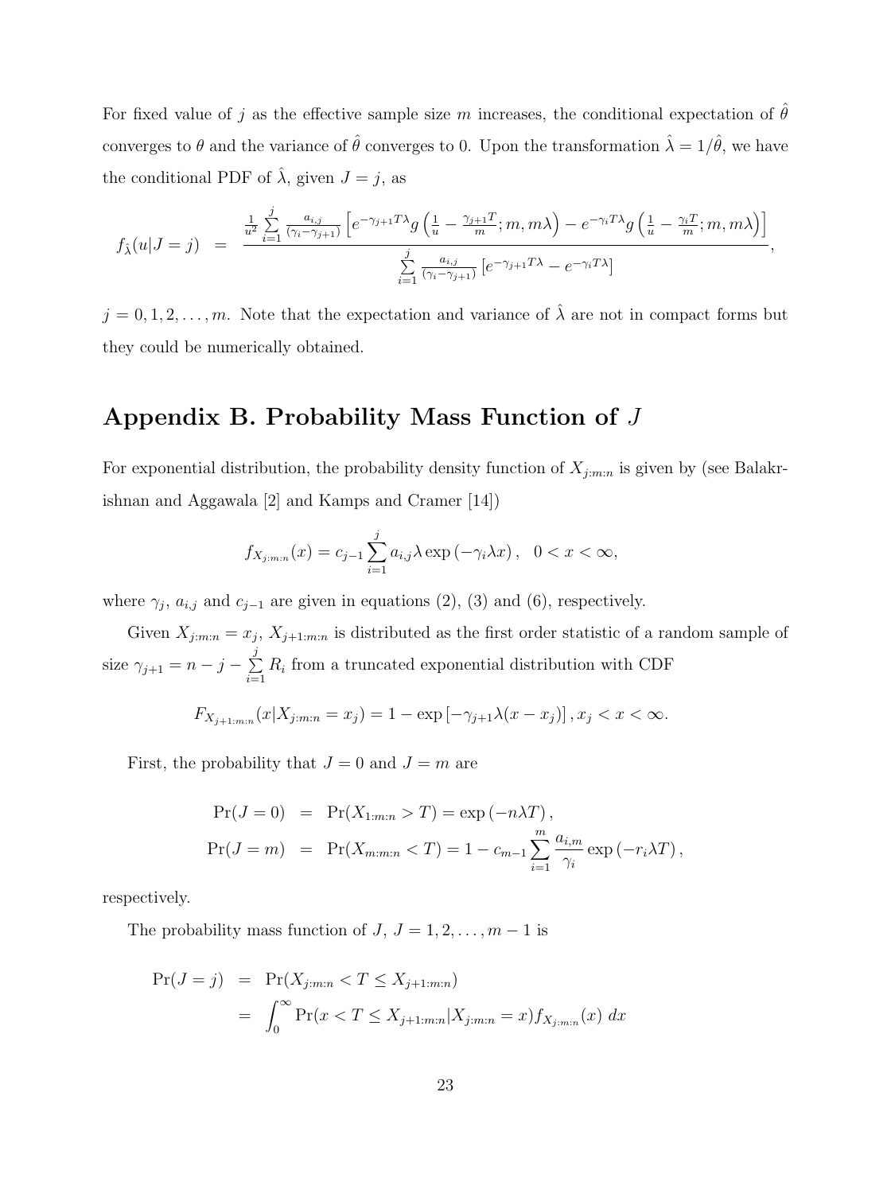For fixed value of $j$ as the effective sample size $m$ increases, the conditional expectation of $\hat{\theta}$ converges to $\theta$ and the variance of $\hat{\theta}$ converges to 0. Upon the transformation $\hat{\lambda} = 1/\hat{\theta}$, we have the conditional PDF of $\hat{\lambda}$, given $J = j$, as

$$f_{\hat{\lambda}}(u|J=j) \;\; = \;\; \frac{\frac{1}{u^2}\sum\limits_{i=1}^{j} \frac{a_{i,j}}{(\gamma_i - \gamma_{j+1})}\left[e^{-\gamma_{j+1}T\lambda} g\left(\frac{1}{u} - \frac{\gamma_{j+1}T}{m}; m, m\lambda\right) - e^{-\gamma_i T\lambda} g\left(\frac{1}{u} - \frac{\gamma_i T}{m}; m, m\lambda\right)\right]}{\sum\limits_{i=1}^{j} \frac{a_{i,j}}{(\gamma_i - \gamma_{j+1})}\left[e^{-\gamma_{j+1}T\lambda} - e^{-\gamma_i T\lambda}\right]},$$

$j = 0, 1, 2, \ldots, m$. Note that the expectation and variance of $\hat{\lambda}$ are not in compact forms but they could be numerically obtained.

# Appendix B. Probability Mass Function of $J$

For exponential distribution, the probability density function of $X_{j:m:n}$ is given by (see Balakrishnan and Aggawala [2] and Kamps and Cramer [14])

$$f_{X_{j:m:n}}(x) = c_{j-1}\sum_{i=1}^{j} a_{i,j}\lambda \exp\left(-\gamma_i \lambda x\right), \quad 0 < x < \infty,$$

where $\gamma_j$, $a_{i,j}$ and $c_{j-1}$ are given in equations (2), (3) and (6), respectively.

Given $X_{j:m:n} = x_j$, $X_{j+1:m:n}$ is distributed as the first order statistic of a random sample of size $\gamma_{j+1} = n - j - \sum\limits_{i=1}^{j} R_i$ from a truncated exponential distribution with CDF

$$F_{X_{j+1:m:n}}(x|X_{j:m:n} = x_j) = 1 - \exp\left[-\gamma_{j+1}\lambda(x - x_j)\right], x_j < x < \infty.$$

First, the probability that $J = 0$ and $J = m$ are

$$\begin{aligned}
\Pr(J=0) &= \Pr(X_{1:m:n} > T) = \exp\left(-n\lambda T\right), \\
\Pr(J=m) &= \Pr(X_{m:m:n} < T) = 1 - c_{m-1}\sum_{i=1}^{m} \frac{a_{i,m}}{\gamma_i}\exp\left(-r_i \lambda T\right),
\end{aligned}$$

respectively.

The probability mass function of $J$, $J = 1, 2, \ldots, m-1$ is

$$\begin{aligned}
\Pr(J=j) &= \Pr(X_{j:m:n} < T \leq X_{j+1:m:n}) \\
&= \int_0^{\infty} \Pr(x < T \leq X_{j+1:m:n}|X_{j:m:n} = x) f_{X_{j:m:n}}(x)\; dx
\end{aligned}$$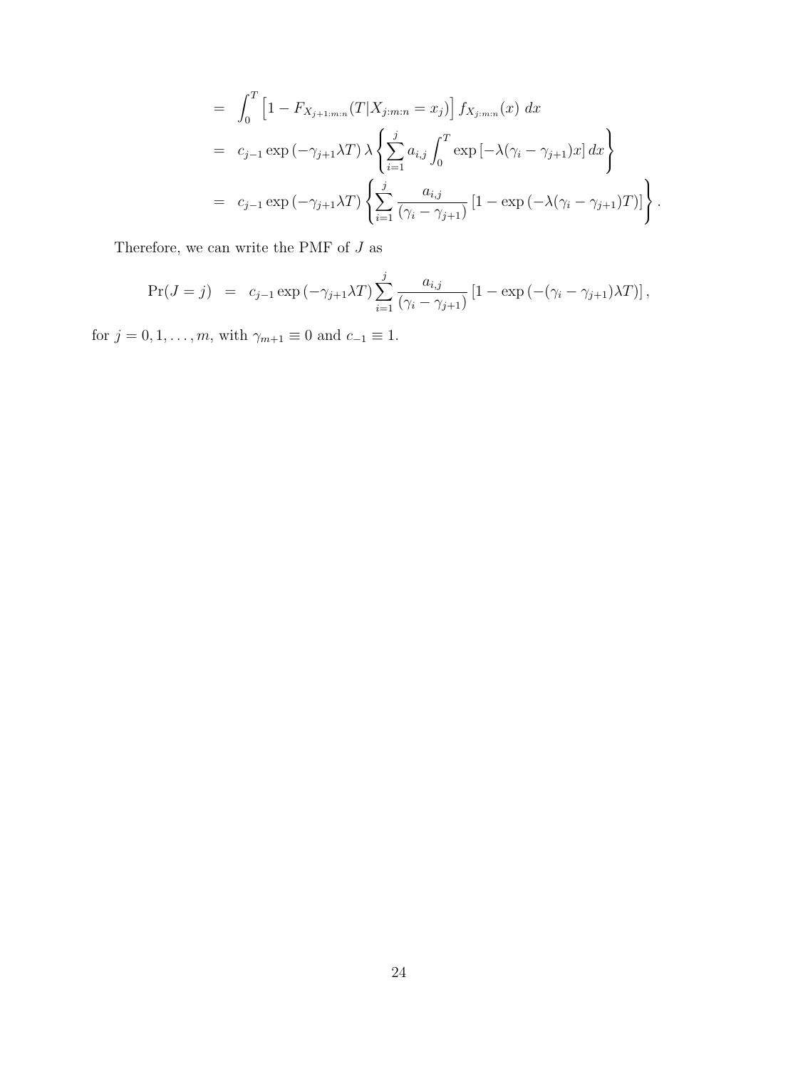$$
\begin{aligned}
&= \int_0^T \left[1 - F_{X_{j+1:m:n}}(T|X_{j:m:n} = x_j)\right] f_{X_{j:m:n}}(x) \; dx \\
&= c_{j-1} \exp\left(-\gamma_{j+1}\lambda T\right) \lambda \left\{ \sum_{i=1}^{j} a_{i,j} \int_0^T \exp\left[-\lambda(\gamma_i - \gamma_{j+1})x\right] dx \right\} \\
&= c_{j-1} \exp\left(-\gamma_{j+1}\lambda T\right) \left\{ \sum_{i=1}^{j} \frac{a_{i,j}}{(\gamma_i - \gamma_{j+1})} \left[1 - \exp\left(-\lambda(\gamma_i - \gamma_{j+1})T\right)\right] \right\}.
\end{aligned}
$$

Therefore, we can write the PMF of $J$ as

$$
\Pr(J = j) \;\; = \;\; c_{j-1} \exp\left(-\gamma_{j+1}\lambda T\right) \sum_{i=1}^{j} \frac{a_{i,j}}{(\gamma_i - \gamma_{j+1})} \left[1 - \exp\left(-(\gamma_i - \gamma_{j+1})\lambda T\right)\right],
$$

for $j = 0, 1, \ldots, m$, with $\gamma_{m+1} \equiv 0$ and $c_{-1} \equiv 1$.